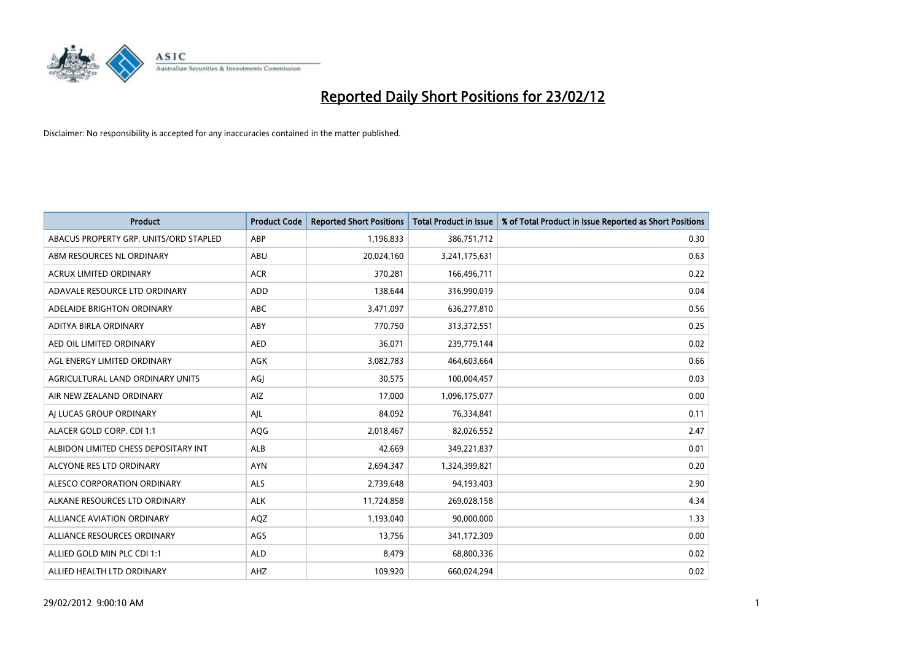# Reported Daily Short Positions for 23/02/12

Disclaimer: No responsibility is accepted for any inaccuracies contained in the matter published.

| Product | Product Code | Reported Short Positions | Total Product in Issue | % of Total Product in Issue Reported as Short Positions |
|---|---|---|---|---|
| ABACUS PROPERTY GRP. UNITS/ORD STAPLED | ABP | 1,196,833 | 386,751,712 | 0.30 |
| ABM RESOURCES NL ORDINARY | ABU | 20,024,160 | 3,241,175,631 | 0.63 |
| ACRUX LIMITED ORDINARY | ACR | 370,281 | 166,496,711 | 0.22 |
| ADAVALE RESOURCE LTD ORDINARY | ADD | 138,644 | 316,990,019 | 0.04 |
| ADELAIDE BRIGHTON ORDINARY | ABC | 3,471,097 | 636,277,810 | 0.56 |
| ADITYA BIRLA ORDINARY | ABY | 770,750 | 313,372,551 | 0.25 |
| AED OIL LIMITED ORDINARY | AED | 36,071 | 239,779,144 | 0.02 |
| AGL ENERGY LIMITED ORDINARY | AGK | 3,082,783 | 464,603,664 | 0.66 |
| AGRICULTURAL LAND ORDINARY UNITS | AGJ | 30,575 | 100,004,457 | 0.03 |
| AIR NEW ZEALAND ORDINARY | AIZ | 17,000 | 1,096,175,077 | 0.00 |
| AJ LUCAS GROUP ORDINARY | AJL | 84,092 | 76,334,841 | 0.11 |
| ALACER GOLD CORP. CDI 1:1 | AQG | 2,018,467 | 82,026,552 | 2.47 |
| ALBIDON LIMITED CHESS DEPOSITARY INT | ALB | 42,669 | 349,221,837 | 0.01 |
| ALCYONE RES LTD ORDINARY | AYN | 2,694,347 | 1,324,399,821 | 0.20 |
| ALESCO CORPORATION ORDINARY | ALS | 2,739,648 | 94,193,403 | 2.90 |
| ALKANE RESOURCES LTD ORDINARY | ALK | 11,724,858 | 269,028,158 | 4.34 |
| ALLIANCE AVIATION ORDINARY | AQZ | 1,193,040 | 90,000,000 | 1.33 |
| ALLIANCE RESOURCES ORDINARY | AGS | 13,756 | 341,172,309 | 0.00 |
| ALLIED GOLD MIN PLC CDI 1:1 | ALD | 8,479 | 68,800,336 | 0.02 |
| ALLIED HEALTH LTD ORDINARY | AHZ | 109,920 | 660,024,294 | 0.02 |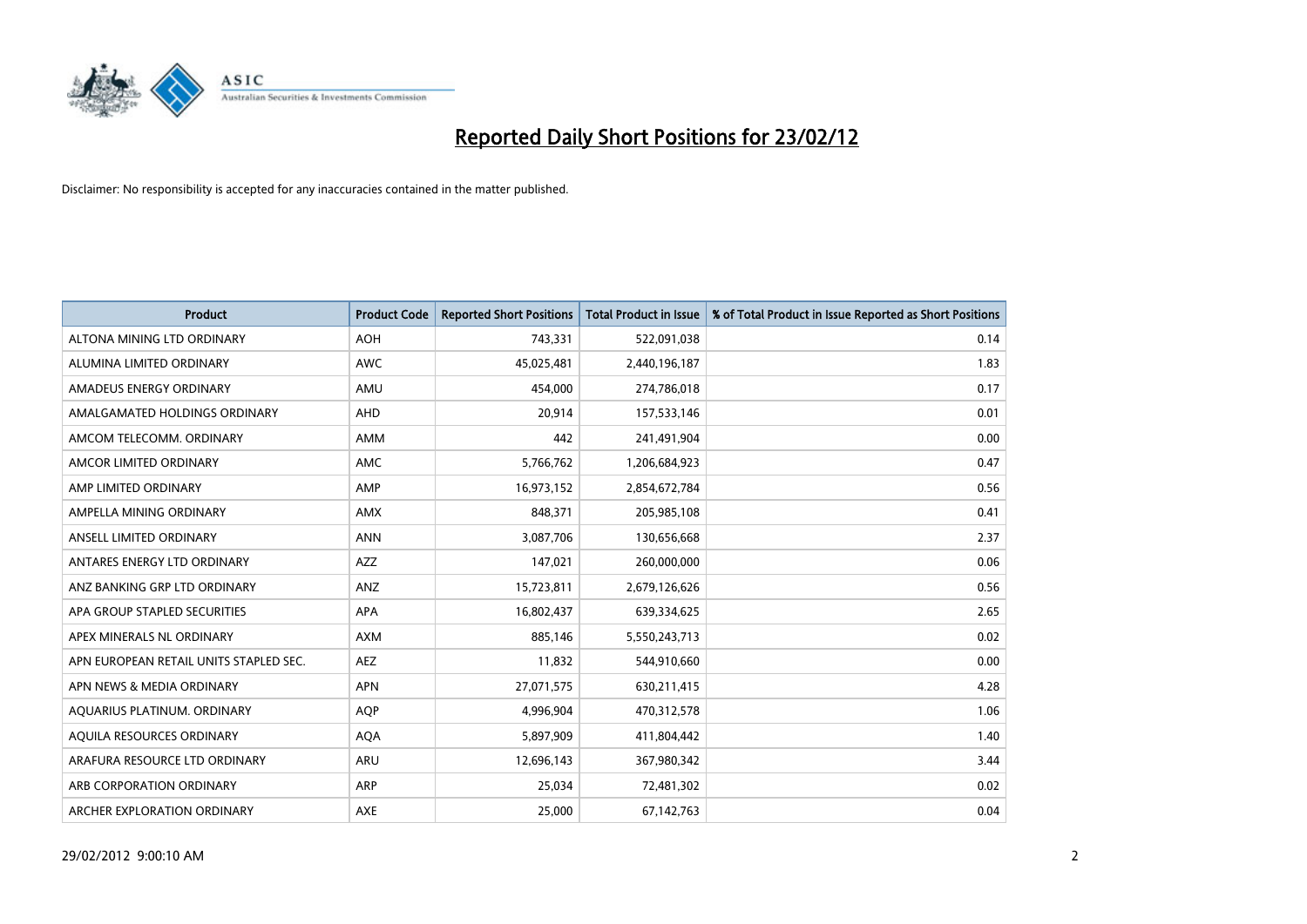# Reported Daily Short Positions for 23/02/12

Disclaimer: No responsibility is accepted for any inaccuracies contained in the matter published.

| Product | Product Code | Reported Short Positions | Total Product in Issue | % of Total Product in Issue Reported as Short Positions |
|---|---|---|---|---|
| ALTONA MINING LTD ORDINARY | AOH | 743,331 | 522,091,038 | 0.14 |
| ALUMINA LIMITED ORDINARY | AWC | 45,025,481 | 2,440,196,187 | 1.83 |
| AMADEUS ENERGY ORDINARY | AMU | 454,000 | 274,786,018 | 0.17 |
| AMALGAMATED HOLDINGS ORDINARY | AHD | 20,914 | 157,533,146 | 0.01 |
| AMCOM TELECOMM. ORDINARY | AMM | 442 | 241,491,904 | 0.00 |
| AMCOR LIMITED ORDINARY | AMC | 5,766,762 | 1,206,684,923 | 0.47 |
| AMP LIMITED ORDINARY | AMP | 16,973,152 | 2,854,672,784 | 0.56 |
| AMPELLA MINING ORDINARY | AMX | 848,371 | 205,985,108 | 0.41 |
| ANSELL LIMITED ORDINARY | ANN | 3,087,706 | 130,656,668 | 2.37 |
| ANTARES ENERGY LTD ORDINARY | AZZ | 147,021 | 260,000,000 | 0.06 |
| ANZ BANKING GRP LTD ORDINARY | ANZ | 15,723,811 | 2,679,126,626 | 0.56 |
| APA GROUP STAPLED SECURITIES | APA | 16,802,437 | 639,334,625 | 2.65 |
| APEX MINERALS NL ORDINARY | AXM | 885,146 | 5,550,243,713 | 0.02 |
| APN EUROPEAN RETAIL UNITS STAPLED SEC. | AEZ | 11,832 | 544,910,660 | 0.00 |
| APN NEWS & MEDIA ORDINARY | APN | 27,071,575 | 630,211,415 | 4.28 |
| AQUARIUS PLATINUM. ORDINARY | AQP | 4,996,904 | 470,312,578 | 1.06 |
| AQUILA RESOURCES ORDINARY | AQA | 5,897,909 | 411,804,442 | 1.40 |
| ARAFURA RESOURCE LTD ORDINARY | ARU | 12,696,143 | 367,980,342 | 3.44 |
| ARB CORPORATION ORDINARY | ARP | 25,034 | 72,481,302 | 0.02 |
| ARCHER EXPLORATION ORDINARY | AXE | 25,000 | 67,142,763 | 0.04 |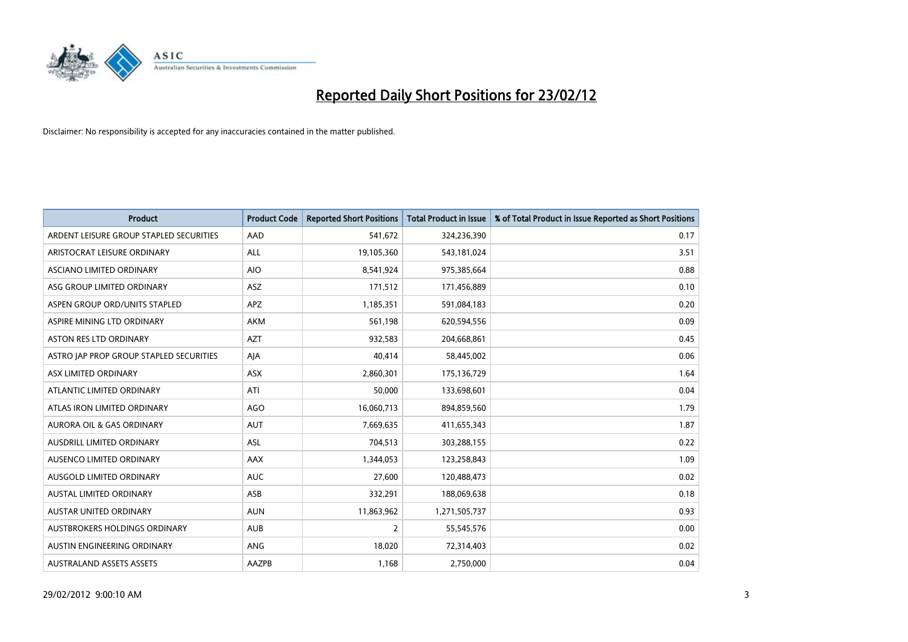# Reported Daily Short Positions for 23/02/12

Disclaimer: No responsibility is accepted for any inaccuracies contained in the matter published.

| Product | Product Code | Reported Short Positions | Total Product in Issue | % of Total Product in Issue Reported as Short Positions |
|---|---|---|---|---|
| ARDENT LEISURE GROUP STAPLED SECURITIES | AAD | 541,672 | 324,236,390 | 0.17 |
| ARISTOCRAT LEISURE ORDINARY | ALL | 19,105,360 | 543,181,024 | 3.51 |
| ASCIANO LIMITED ORDINARY | AIO | 8,541,924 | 975,385,664 | 0.88 |
| ASG GROUP LIMITED ORDINARY | ASZ | 171,512 | 171,456,889 | 0.10 |
| ASPEN GROUP ORD/UNITS STAPLED | APZ | 1,185,351 | 591,084,183 | 0.20 |
| ASPIRE MINING LTD ORDINARY | AKM | 561,198 | 620,594,556 | 0.09 |
| ASTON RES LTD ORDINARY | AZT | 932,583 | 204,668,861 | 0.45 |
| ASTRO JAP PROP GROUP STAPLED SECURITIES | AJA | 40,414 | 58,445,002 | 0.06 |
| ASX LIMITED ORDINARY | ASX | 2,860,301 | 175,136,729 | 1.64 |
| ATLANTIC LIMITED ORDINARY | ATI | 50,000 | 133,698,601 | 0.04 |
| ATLAS IRON LIMITED ORDINARY | AGO | 16,060,713 | 894,859,560 | 1.79 |
| AURORA OIL & GAS ORDINARY | AUT | 7,669,635 | 411,655,343 | 1.87 |
| AUSDRILL LIMITED ORDINARY | ASL | 704,513 | 303,288,155 | 0.22 |
| AUSENCO LIMITED ORDINARY | AAX | 1,344,053 | 123,258,843 | 1.09 |
| AUSGOLD LIMITED ORDINARY | AUC | 27,600 | 120,488,473 | 0.02 |
| AUSTAL LIMITED ORDINARY | ASB | 332,291 | 188,069,638 | 0.18 |
| AUSTAR UNITED ORDINARY | AUN | 11,863,962 | 1,271,505,737 | 0.93 |
| AUSTBROKERS HOLDINGS ORDINARY | AUB | 2 | 55,545,576 | 0.00 |
| AUSTIN ENGINEERING ORDINARY | ANG | 18,020 | 72,314,403 | 0.02 |
| AUSTRALAND ASSETS ASSETS | AAZPB | 1,168 | 2,750,000 | 0.04 |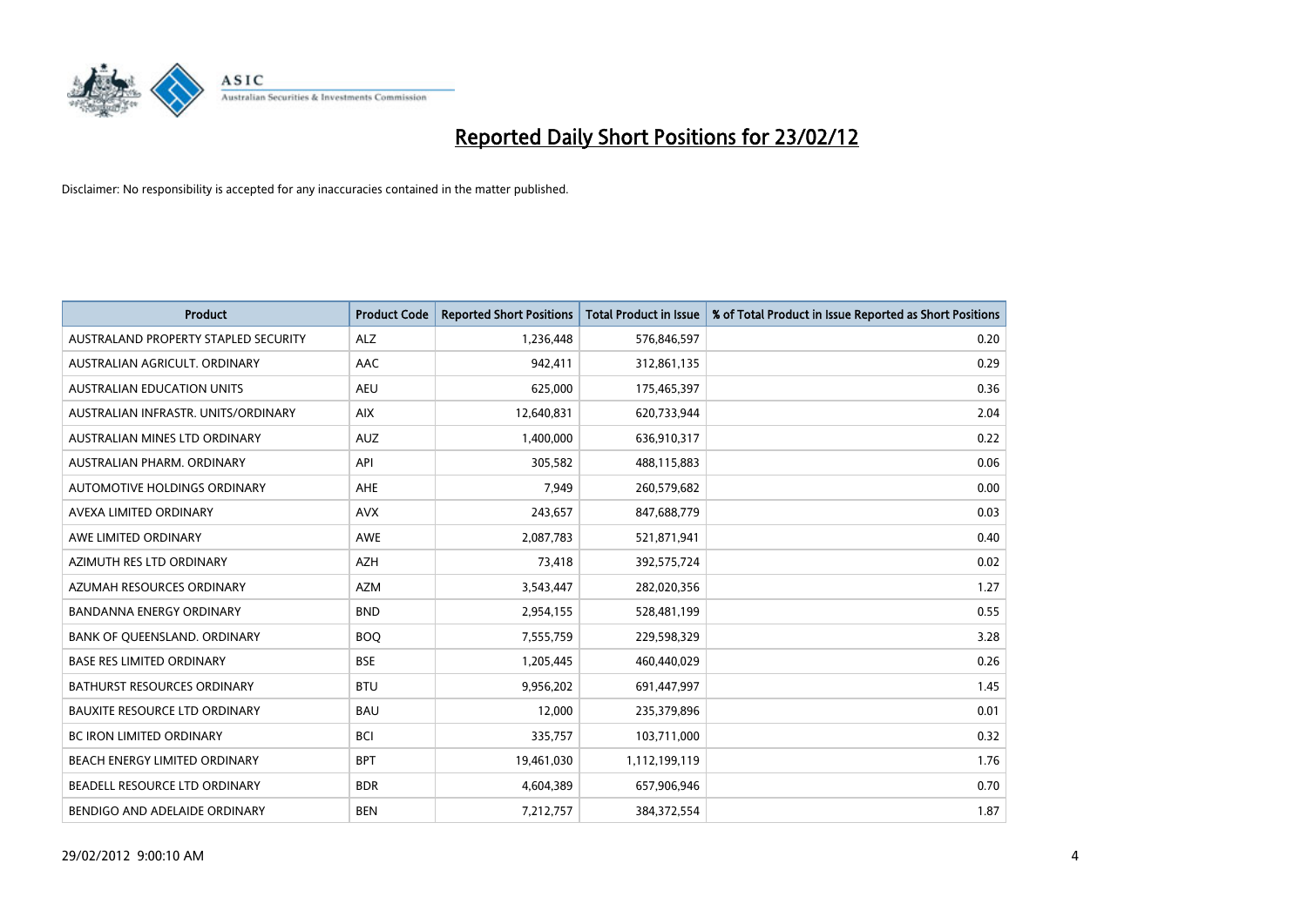# Reported Daily Short Positions for 23/02/12

Disclaimer: No responsibility is accepted for any inaccuracies contained in the matter published.

| Product | Product Code | Reported Short Positions | Total Product in Issue | % of Total Product in Issue Reported as Short Positions |
|---|---|---|---|---|
| AUSTRALAND PROPERTY STAPLED SECURITY | ALZ | 1,236,448 | 576,846,597 | 0.20 |
| AUSTRALIAN AGRICULT. ORDINARY | AAC | 942,411 | 312,861,135 | 0.29 |
| AUSTRALIAN EDUCATION UNITS | AEU | 625,000 | 175,465,397 | 0.36 |
| AUSTRALIAN INFRASTR. UNITS/ORDINARY | AIX | 12,640,831 | 620,733,944 | 2.04 |
| AUSTRALIAN MINES LTD ORDINARY | AUZ | 1,400,000 | 636,910,317 | 0.22 |
| AUSTRALIAN PHARM. ORDINARY | API | 305,582 | 488,115,883 | 0.06 |
| AUTOMOTIVE HOLDINGS ORDINARY | AHE | 7,949 | 260,579,682 | 0.00 |
| AVEXA LIMITED ORDINARY | AVX | 243,657 | 847,688,779 | 0.03 |
| AWE LIMITED ORDINARY | AWE | 2,087,783 | 521,871,941 | 0.40 |
| AZIMUTH RES LTD ORDINARY | AZH | 73,418 | 392,575,724 | 0.02 |
| AZUMAH RESOURCES ORDINARY | AZM | 3,543,447 | 282,020,356 | 1.27 |
| BANDANNA ENERGY ORDINARY | BND | 2,954,155 | 528,481,199 | 0.55 |
| BANK OF QUEENSLAND. ORDINARY | BOQ | 7,555,759 | 229,598,329 | 3.28 |
| BASE RES LIMITED ORDINARY | BSE | 1,205,445 | 460,440,029 | 0.26 |
| BATHURST RESOURCES ORDINARY | BTU | 9,956,202 | 691,447,997 | 1.45 |
| BAUXITE RESOURCE LTD ORDINARY | BAU | 12,000 | 235,379,896 | 0.01 |
| BC IRON LIMITED ORDINARY | BCI | 335,757 | 103,711,000 | 0.32 |
| BEACH ENERGY LIMITED ORDINARY | BPT | 19,461,030 | 1,112,199,119 | 1.76 |
| BEADELL RESOURCE LTD ORDINARY | BDR | 4,604,389 | 657,906,946 | 0.70 |
| BENDIGO AND ADELAIDE ORDINARY | BEN | 7,212,757 | 384,372,554 | 1.87 |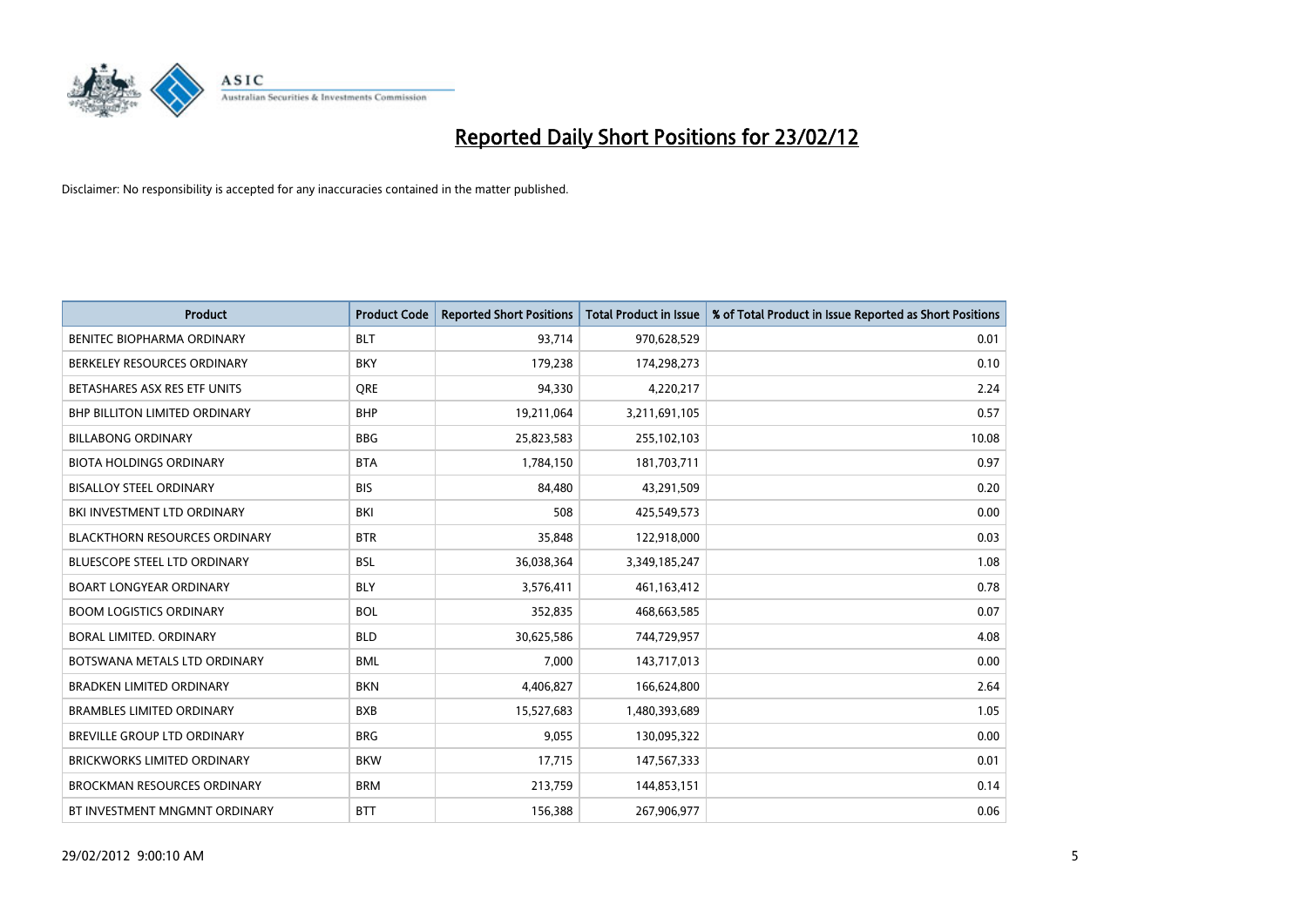# Reported Daily Short Positions for 23/02/12

Disclaimer: No responsibility is accepted for any inaccuracies contained in the matter published.

| Product | Product Code | Reported Short Positions | Total Product in Issue | % of Total Product in Issue Reported as Short Positions |
|---|---|---|---|---|
| BENITEC BIOPHARMA ORDINARY | BLT | 93,714 | 970,628,529 | 0.01 |
| BERKELEY RESOURCES ORDINARY | BKY | 179,238 | 174,298,273 | 0.10 |
| BETASHARES ASX RES ETF UNITS | QRE | 94,330 | 4,220,217 | 2.24 |
| BHP BILLITON LIMITED ORDINARY | BHP | 19,211,064 | 3,211,691,105 | 0.57 |
| BILLABONG ORDINARY | BBG | 25,823,583 | 255,102,103 | 10.08 |
| BIOTA HOLDINGS ORDINARY | BTA | 1,784,150 | 181,703,711 | 0.97 |
| BISALLOY STEEL ORDINARY | BIS | 84,480 | 43,291,509 | 0.20 |
| BKI INVESTMENT LTD ORDINARY | BKI | 508 | 425,549,573 | 0.00 |
| BLACKTHORN RESOURCES ORDINARY | BTR | 35,848 | 122,918,000 | 0.03 |
| BLUESCOPE STEEL LTD ORDINARY | BSL | 36,038,364 | 3,349,185,247 | 1.08 |
| BOART LONGYEAR ORDINARY | BLY | 3,576,411 | 461,163,412 | 0.78 |
| BOOM LOGISTICS ORDINARY | BOL | 352,835 | 468,663,585 | 0.07 |
| BORAL LIMITED. ORDINARY | BLD | 30,625,586 | 744,729,957 | 4.08 |
| BOTSWANA METALS LTD ORDINARY | BML | 7,000 | 143,717,013 | 0.00 |
| BRADKEN LIMITED ORDINARY | BKN | 4,406,827 | 166,624,800 | 2.64 |
| BRAMBLES LIMITED ORDINARY | BXB | 15,527,683 | 1,480,393,689 | 1.05 |
| BREVILLE GROUP LTD ORDINARY | BRG | 9,055 | 130,095,322 | 0.00 |
| BRICKWORKS LIMITED ORDINARY | BKW | 17,715 | 147,567,333 | 0.01 |
| BROCKMAN RESOURCES ORDINARY | BRM | 213,759 | 144,853,151 | 0.14 |
| BT INVESTMENT MNGMNT ORDINARY | BTT | 156,388 | 267,906,977 | 0.06 |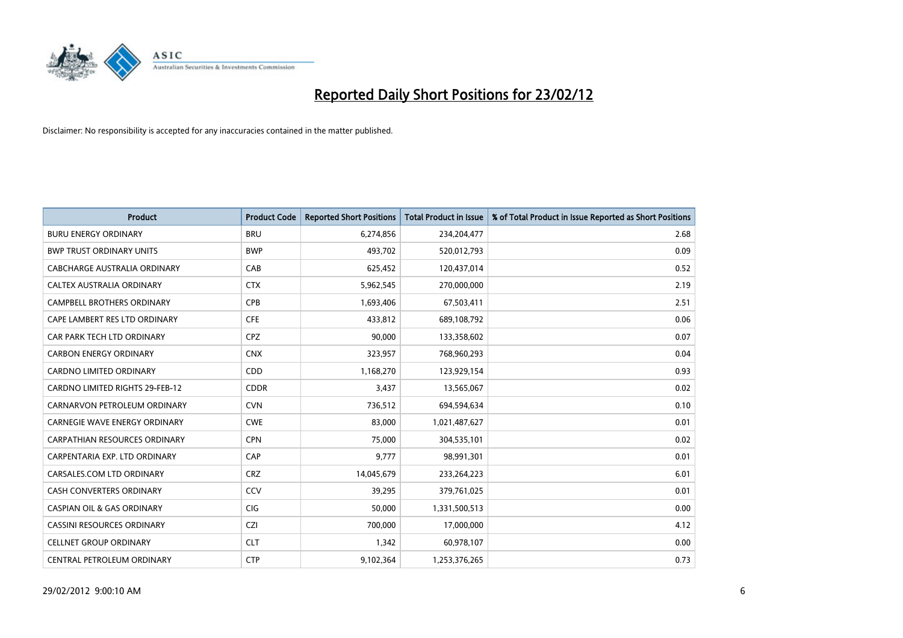# Reported Daily Short Positions for 23/02/12

Disclaimer: No responsibility is accepted for any inaccuracies contained in the matter published.

| Product | Product Code | Reported Short Positions | Total Product in Issue | % of Total Product in Issue Reported as Short Positions |
|---|---|---|---|---|
| BURU ENERGY ORDINARY | BRU | 6,274,856 | 234,204,477 | 2.68 |
| BWP TRUST ORDINARY UNITS | BWP | 493,702 | 520,012,793 | 0.09 |
| CABCHARGE AUSTRALIA ORDINARY | CAB | 625,452 | 120,437,014 | 0.52 |
| CALTEX AUSTRALIA ORDINARY | CTX | 5,962,545 | 270,000,000 | 2.19 |
| CAMPBELL BROTHERS ORDINARY | CPB | 1,693,406 | 67,503,411 | 2.51 |
| CAPE LAMBERT RES LTD ORDINARY | CFE | 433,812 | 689,108,792 | 0.06 |
| CAR PARK TECH LTD ORDINARY | CPZ | 90,000 | 133,358,602 | 0.07 |
| CARBON ENERGY ORDINARY | CNX | 323,957 | 768,960,293 | 0.04 |
| CARDNO LIMITED ORDINARY | CDD | 1,168,270 | 123,929,154 | 0.93 |
| CARDNO LIMITED RIGHTS 29-FEB-12 | CDDR | 3,437 | 13,565,067 | 0.02 |
| CARNARVON PETROLEUM ORDINARY | CVN | 736,512 | 694,594,634 | 0.10 |
| CARNEGIE WAVE ENERGY ORDINARY | CWE | 83,000 | 1,021,487,627 | 0.01 |
| CARPATHIAN RESOURCES ORDINARY | CPN | 75,000 | 304,535,101 | 0.02 |
| CARPENTARIA EXP. LTD ORDINARY | CAP | 9,777 | 98,991,301 | 0.01 |
| CARSALES.COM LTD ORDINARY | CRZ | 14,045,679 | 233,264,223 | 6.01 |
| CASH CONVERTERS ORDINARY | CCV | 39,295 | 379,761,025 | 0.01 |
| CASPIAN OIL & GAS ORDINARY | CIG | 50,000 | 1,331,500,513 | 0.00 |
| CASSINI RESOURCES ORDINARY | CZI | 700,000 | 17,000,000 | 4.12 |
| CELLNET GROUP ORDINARY | CLT | 1,342 | 60,978,107 | 0.00 |
| CENTRAL PETROLEUM ORDINARY | CTP | 9,102,364 | 1,253,376,265 | 0.73 |

29/02/2012 9:00:10 AM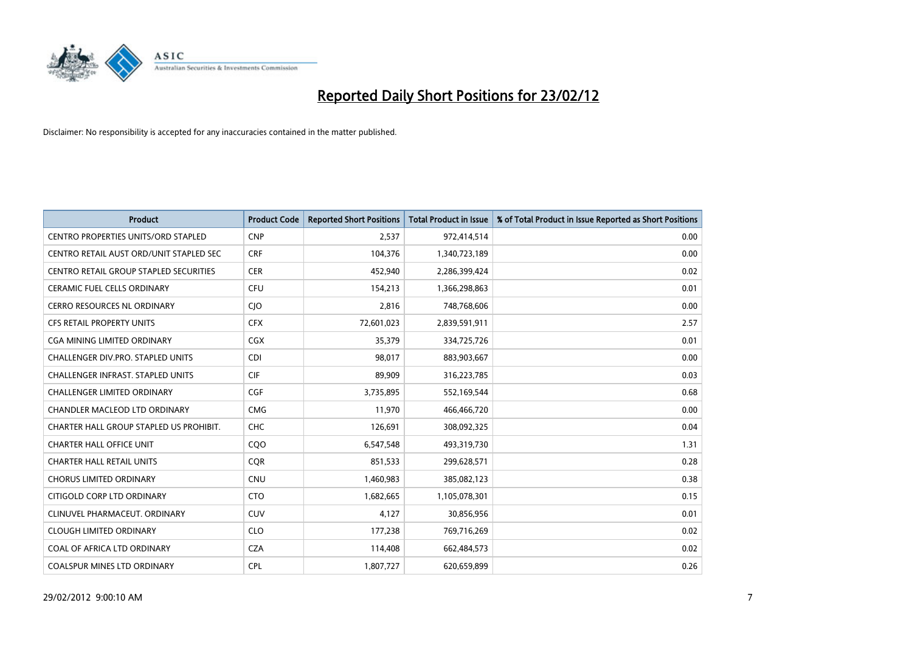# Reported Daily Short Positions for 23/02/12

Disclaimer: No responsibility is accepted for any inaccuracies contained in the matter published.

| Product | Product Code | Reported Short Positions | Total Product in Issue | % of Total Product in Issue Reported as Short Positions |
|---|---|---|---|---|
| CENTRO PROPERTIES UNITS/ORD STAPLED | CNP | 2,537 | 972,414,514 | 0.00 |
| CENTRO RETAIL AUST ORD/UNIT STAPLED SEC | CRF | 104,376 | 1,340,723,189 | 0.00 |
| CENTRO RETAIL GROUP STAPLED SECURITIES | CER | 452,940 | 2,286,399,424 | 0.02 |
| CERAMIC FUEL CELLS ORDINARY | CFU | 154,213 | 1,366,298,863 | 0.01 |
| CERRO RESOURCES NL ORDINARY | CJO | 2,816 | 748,768,606 | 0.00 |
| CFS RETAIL PROPERTY UNITS | CFX | 72,601,023 | 2,839,591,911 | 2.57 |
| CGA MINING LIMITED ORDINARY | CGX | 35,379 | 334,725,726 | 0.01 |
| CHALLENGER DIV.PRO. STAPLED UNITS | CDI | 98,017 | 883,903,667 | 0.00 |
| CHALLENGER INFRAST. STAPLED UNITS | CIF | 89,909 | 316,223,785 | 0.03 |
| CHALLENGER LIMITED ORDINARY | CGF | 3,735,895 | 552,169,544 | 0.68 |
| CHANDLER MACLEOD LTD ORDINARY | CMG | 11,970 | 466,466,720 | 0.00 |
| CHARTER HALL GROUP STAPLED US PROHIBIT. | CHC | 126,691 | 308,092,325 | 0.04 |
| CHARTER HALL OFFICE UNIT | CQO | 6,547,548 | 493,319,730 | 1.31 |
| CHARTER HALL RETAIL UNITS | CQR | 851,533 | 299,628,571 | 0.28 |
| CHORUS LIMITED ORDINARY | CNU | 1,460,983 | 385,082,123 | 0.38 |
| CITIGOLD CORP LTD ORDINARY | CTO | 1,682,665 | 1,105,078,301 | 0.15 |
| CLINUVEL PHARMACEUT. ORDINARY | CUV | 4,127 | 30,856,956 | 0.01 |
| CLOUGH LIMITED ORDINARY | CLO | 177,238 | 769,716,269 | 0.02 |
| COAL OF AFRICA LTD ORDINARY | CZA | 114,408 | 662,484,573 | 0.02 |
| COALSPUR MINES LTD ORDINARY | CPL | 1,807,727 | 620,659,899 | 0.26 |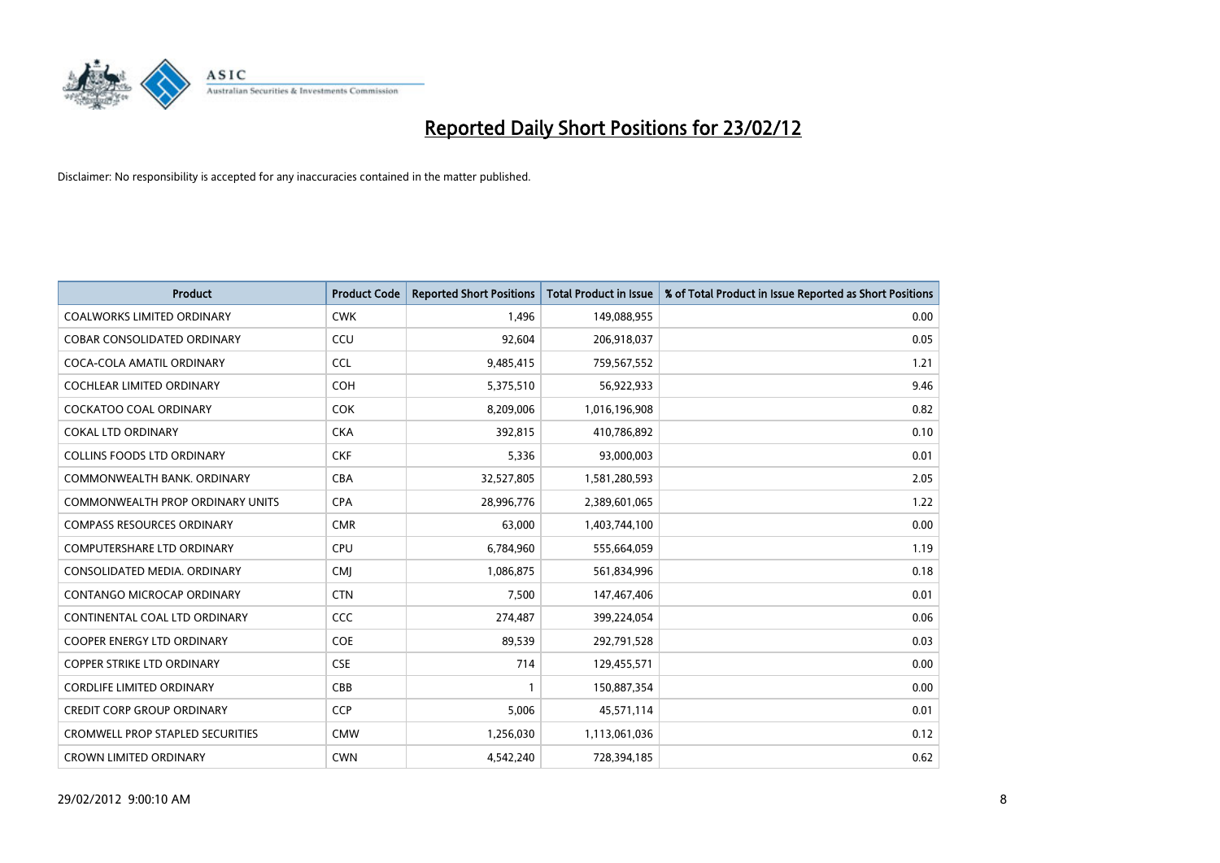# Reported Daily Short Positions for 23/02/12

Disclaimer: No responsibility is accepted for any inaccuracies contained in the matter published.

| Product | Product Code | Reported Short Positions | Total Product in Issue | % of Total Product in Issue Reported as Short Positions |
|---|---|---|---|---|
| COALWORKS LIMITED ORDINARY | CWK | 1,496 | 149,088,955 | 0.00 |
| COBAR CONSOLIDATED ORDINARY | CCU | 92,604 | 206,918,037 | 0.05 |
| COCA-COLA AMATIL ORDINARY | CCL | 9,485,415 | 759,567,552 | 1.21 |
| COCHLEAR LIMITED ORDINARY | COH | 5,375,510 | 56,922,933 | 9.46 |
| COCKATOO COAL ORDINARY | COK | 8,209,006 | 1,016,196,908 | 0.82 |
| COKAL LTD ORDINARY | CKA | 392,815 | 410,786,892 | 0.10 |
| COLLINS FOODS LTD ORDINARY | CKF | 5,336 | 93,000,003 | 0.01 |
| COMMONWEALTH BANK. ORDINARY | CBA | 32,527,805 | 1,581,280,593 | 2.05 |
| COMMONWEALTH PROP ORDINARY UNITS | CPA | 28,996,776 | 2,389,601,065 | 1.22 |
| COMPASS RESOURCES ORDINARY | CMR | 63,000 | 1,403,744,100 | 0.00 |
| COMPUTERSHARE LTD ORDINARY | CPU | 6,784,960 | 555,664,059 | 1.19 |
| CONSOLIDATED MEDIA. ORDINARY | CMJ | 1,086,875 | 561,834,996 | 0.18 |
| CONTANGO MICROCAP ORDINARY | CTN | 7,500 | 147,467,406 | 0.01 |
| CONTINENTAL COAL LTD ORDINARY | CCC | 274,487 | 399,224,054 | 0.06 |
| COOPER ENERGY LTD ORDINARY | COE | 89,539 | 292,791,528 | 0.03 |
| COPPER STRIKE LTD ORDINARY | CSE | 714 | 129,455,571 | 0.00 |
| CORDLIFE LIMITED ORDINARY | CBB | 1 | 150,887,354 | 0.00 |
| CREDIT CORP GROUP ORDINARY | CCP | 5,006 | 45,571,114 | 0.01 |
| CROMWELL PROP STAPLED SECURITIES | CMW | 1,256,030 | 1,113,061,036 | 0.12 |
| CROWN LIMITED ORDINARY | CWN | 4,542,240 | 728,394,185 | 0.62 |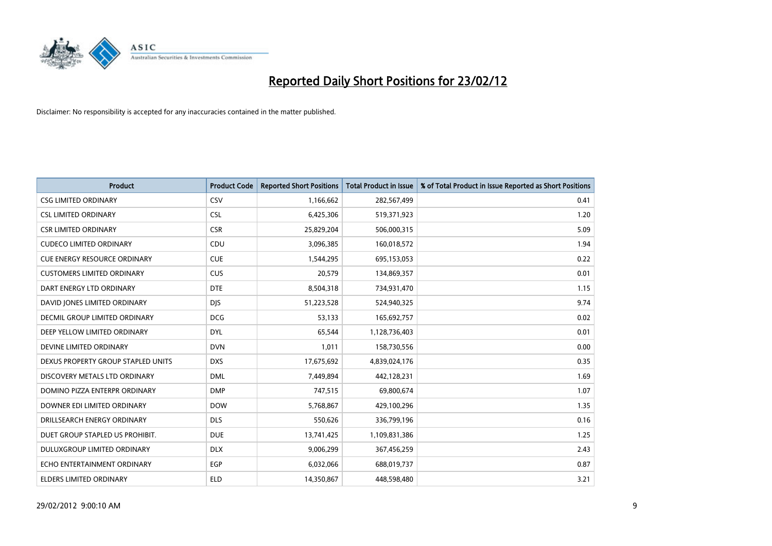# Reported Daily Short Positions for 23/02/12

Disclaimer: No responsibility is accepted for any inaccuracies contained in the matter published.

| Product | Product Code | Reported Short Positions | Total Product in Issue | % of Total Product in Issue Reported as Short Positions |
|---|---|---|---|---|
| CSG LIMITED ORDINARY | CSV | 1,166,662 | 282,567,499 | 0.41 |
| CSL LIMITED ORDINARY | CSL | 6,425,306 | 519,371,923 | 1.20 |
| CSR LIMITED ORDINARY | CSR | 25,829,204 | 506,000,315 | 5.09 |
| CUDECO LIMITED ORDINARY | CDU | 3,096,385 | 160,018,572 | 1.94 |
| CUE ENERGY RESOURCE ORDINARY | CUE | 1,544,295 | 695,153,053 | 0.22 |
| CUSTOMERS LIMITED ORDINARY | CUS | 20,579 | 134,869,357 | 0.01 |
| DART ENERGY LTD ORDINARY | DTE | 8,504,318 | 734,931,470 | 1.15 |
| DAVID JONES LIMITED ORDINARY | DJS | 51,223,528 | 524,940,325 | 9.74 |
| DECMIL GROUP LIMITED ORDINARY | DCG | 53,133 | 165,692,757 | 0.02 |
| DEEP YELLOW LIMITED ORDINARY | DYL | 65,544 | 1,128,736,403 | 0.01 |
| DEVINE LIMITED ORDINARY | DVN | 1,011 | 158,730,556 | 0.00 |
| DEXUS PROPERTY GROUP STAPLED UNITS | DXS | 17,675,692 | 4,839,024,176 | 0.35 |
| DISCOVERY METALS LTD ORDINARY | DML | 7,449,894 | 442,128,231 | 1.69 |
| DOMINO PIZZA ENTERPR ORDINARY | DMP | 747,515 | 69,800,674 | 1.07 |
| DOWNER EDI LIMITED ORDINARY | DOW | 5,768,867 | 429,100,296 | 1.35 |
| DRILLSEARCH ENERGY ORDINARY | DLS | 550,626 | 336,799,196 | 0.16 |
| DUET GROUP STAPLED US PROHIBIT. | DUE | 13,741,425 | 1,109,831,386 | 1.25 |
| DULUXGROUP LIMITED ORDINARY | DLX | 9,006,299 | 367,456,259 | 2.43 |
| ECHO ENTERTAINMENT ORDINARY | EGP | 6,032,066 | 688,019,737 | 0.87 |
| ELDERS LIMITED ORDINARY | ELD | 14,350,867 | 448,598,480 | 3.21 |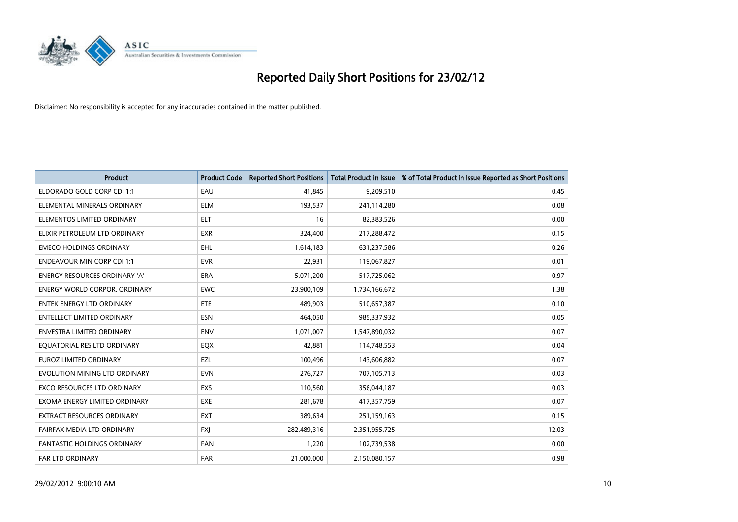# Reported Daily Short Positions for 23/02/12

Disclaimer: No responsibility is accepted for any inaccuracies contained in the matter published.

| Product | Product Code | Reported Short Positions | Total Product in Issue | % of Total Product in Issue Reported as Short Positions |
|---|---|---|---|---|
| ELDORADO GOLD CORP CDI 1:1 | EAU | 41,845 | 9,209,510 | 0.45 |
| ELEMENTAL MINERALS ORDINARY | ELM | 193,537 | 241,114,280 | 0.08 |
| ELEMENTOS LIMITED ORDINARY | ELT | 16 | 82,383,526 | 0.00 |
| ELIXIR PETROLEUM LTD ORDINARY | EXR | 324,400 | 217,288,472 | 0.15 |
| EMECO HOLDINGS ORDINARY | EHL | 1,614,183 | 631,237,586 | 0.26 |
| ENDEAVOUR MIN CORP CDI 1:1 | EVR | 22,931 | 119,067,827 | 0.01 |
| ENERGY RESOURCES ORDINARY 'A' | ERA | 5,071,200 | 517,725,062 | 0.97 |
| ENERGY WORLD CORPOR. ORDINARY | EWC | 23,900,109 | 1,734,166,672 | 1.38 |
| ENTEK ENERGY LTD ORDINARY | ETE | 489,903 | 510,657,387 | 0.10 |
| ENTELLECT LIMITED ORDINARY | ESN | 464,050 | 985,337,932 | 0.05 |
| ENVESTRA LIMITED ORDINARY | ENV | 1,071,007 | 1,547,890,032 | 0.07 |
| EQUATORIAL RES LTD ORDINARY | EQX | 42,881 | 114,748,553 | 0.04 |
| EUROZ LIMITED ORDINARY | EZL | 100,496 | 143,606,882 | 0.07 |
| EVOLUTION MINING LTD ORDINARY | EVN | 276,727 | 707,105,713 | 0.03 |
| EXCO RESOURCES LTD ORDINARY | EXS | 110,560 | 356,044,187 | 0.03 |
| EXOMA ENERGY LIMITED ORDINARY | EXE | 281,678 | 417,357,759 | 0.07 |
| EXTRACT RESOURCES ORDINARY | EXT | 389,634 | 251,159,163 | 0.15 |
| FAIRFAX MEDIA LTD ORDINARY | FXJ | 282,489,316 | 2,351,955,725 | 12.03 |
| FANTASTIC HOLDINGS ORDINARY | FAN | 1,220 | 102,739,538 | 0.00 |
| FAR LTD ORDINARY | FAR | 21,000,000 | 2,150,080,157 | 0.98 |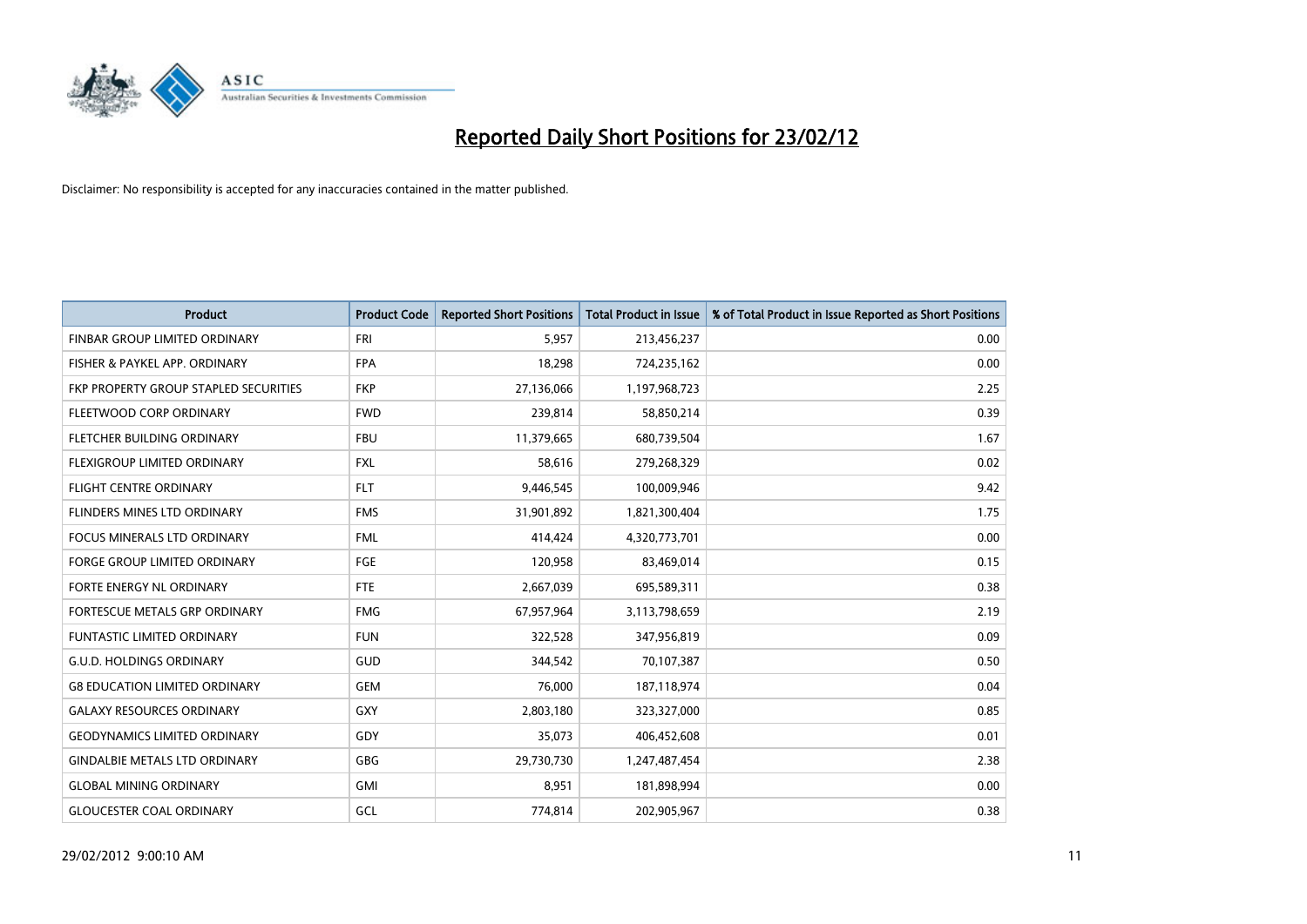# Reported Daily Short Positions for 23/02/12

Disclaimer: No responsibility is accepted for any inaccuracies contained in the matter published.

| Product | Product Code | Reported Short Positions | Total Product in Issue | % of Total Product in Issue Reported as Short Positions |
|---|---|---|---|---|
| FINBAR GROUP LIMITED ORDINARY | FRI | 5,957 | 213,456,237 | 0.00 |
| FISHER & PAYKEL APP. ORDINARY | FPA | 18,298 | 724,235,162 | 0.00 |
| FKP PROPERTY GROUP STAPLED SECURITIES | FKP | 27,136,066 | 1,197,968,723 | 2.25 |
| FLEETWOOD CORP ORDINARY | FWD | 239,814 | 58,850,214 | 0.39 |
| FLETCHER BUILDING ORDINARY | FBU | 11,379,665 | 680,739,504 | 1.67 |
| FLEXIGROUP LIMITED ORDINARY | FXL | 58,616 | 279,268,329 | 0.02 |
| FLIGHT CENTRE ORDINARY | FLT | 9,446,545 | 100,009,946 | 9.42 |
| FLINDERS MINES LTD ORDINARY | FMS | 31,901,892 | 1,821,300,404 | 1.75 |
| FOCUS MINERALS LTD ORDINARY | FML | 414,424 | 4,320,773,701 | 0.00 |
| FORGE GROUP LIMITED ORDINARY | FGE | 120,958 | 83,469,014 | 0.15 |
| FORTE ENERGY NL ORDINARY | FTE | 2,667,039 | 695,589,311 | 0.38 |
| FORTESCUE METALS GRP ORDINARY | FMG | 67,957,964 | 3,113,798,659 | 2.19 |
| FUNTASTIC LIMITED ORDINARY | FUN | 322,528 | 347,956,819 | 0.09 |
| G.U.D. HOLDINGS ORDINARY | GUD | 344,542 | 70,107,387 | 0.50 |
| G8 EDUCATION LIMITED ORDINARY | GEM | 76,000 | 187,118,974 | 0.04 |
| GALAXY RESOURCES ORDINARY | GXY | 2,803,180 | 323,327,000 | 0.85 |
| GEODYNAMICS LIMITED ORDINARY | GDY | 35,073 | 406,452,608 | 0.01 |
| GINDALBIE METALS LTD ORDINARY | GBG | 29,730,730 | 1,247,487,454 | 2.38 |
| GLOBAL MINING ORDINARY | GMI | 8,951 | 181,898,994 | 0.00 |
| GLOUCESTER COAL ORDINARY | GCL | 774,814 | 202,905,967 | 0.38 |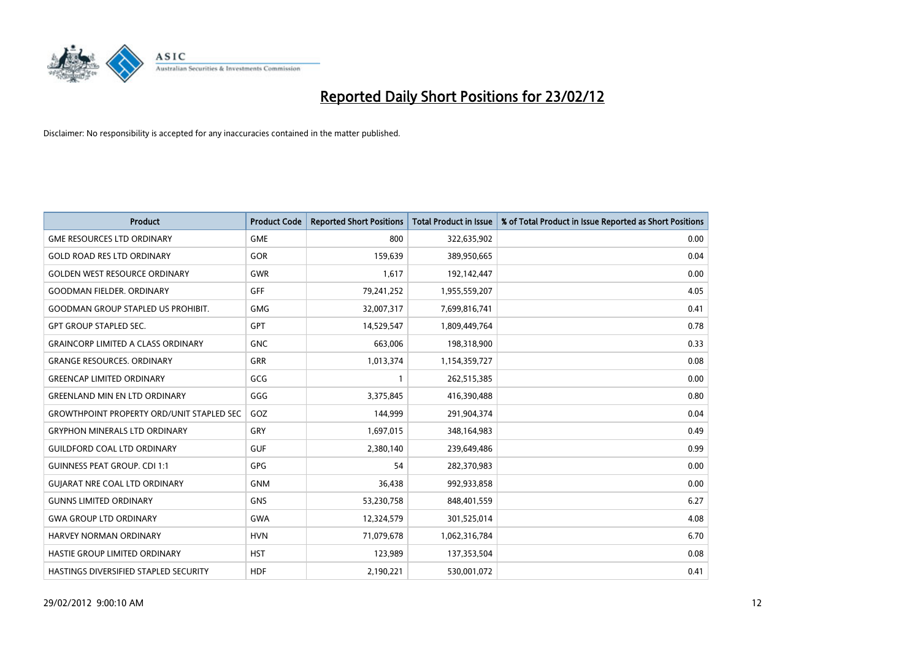# Reported Daily Short Positions for 23/02/12

Disclaimer: No responsibility is accepted for any inaccuracies contained in the matter published.

| Product | Product Code | Reported Short Positions | Total Product in Issue | % of Total Product in Issue Reported as Short Positions |
|---|---|---|---|---|
| GME RESOURCES LTD ORDINARY | GME | 800 | 322,635,902 | 0.00 |
| GOLD ROAD RES LTD ORDINARY | GOR | 159,639 | 389,950,665 | 0.04 |
| GOLDEN WEST RESOURCE ORDINARY | GWR | 1,617 | 192,142,447 | 0.00 |
| GOODMAN FIELDER. ORDINARY | GFF | 79,241,252 | 1,955,559,207 | 4.05 |
| GOODMAN GROUP STAPLED US PROHIBIT. | GMG | 32,007,317 | 7,699,816,741 | 0.41 |
| GPT GROUP STAPLED SEC. | GPT | 14,529,547 | 1,809,449,764 | 0.78 |
| GRAINCORP LIMITED A CLASS ORDINARY | GNC | 663,006 | 198,318,900 | 0.33 |
| GRANGE RESOURCES. ORDINARY | GRR | 1,013,374 | 1,154,359,727 | 0.08 |
| GREENCAP LIMITED ORDINARY | GCG | 1 | 262,515,385 | 0.00 |
| GREENLAND MIN EN LTD ORDINARY | GGG | 3,375,845 | 416,390,488 | 0.80 |
| GROWTHPOINT PROPERTY ORD/UNIT STAPLED SEC | GOZ | 144,999 | 291,904,374 | 0.04 |
| GRYPHON MINERALS LTD ORDINARY | GRY | 1,697,015 | 348,164,983 | 0.49 |
| GUILDFORD COAL LTD ORDINARY | GUF | 2,380,140 | 239,649,486 | 0.99 |
| GUINNESS PEAT GROUP. CDI 1:1 | GPG | 54 | 282,370,983 | 0.00 |
| GUJARAT NRE COAL LTD ORDINARY | GNM | 36,438 | 992,933,858 | 0.00 |
| GUNNS LIMITED ORDINARY | GNS | 53,230,758 | 848,401,559 | 6.27 |
| GWA GROUP LTD ORDINARY | GWA | 12,324,579 | 301,525,014 | 4.08 |
| HARVEY NORMAN ORDINARY | HVN | 71,079,678 | 1,062,316,784 | 6.70 |
| HASTIE GROUP LIMITED ORDINARY | HST | 123,989 | 137,353,504 | 0.08 |
| HASTINGS DIVERSIFIED STAPLED SECURITY | HDF | 2,190,221 | 530,001,072 | 0.41 |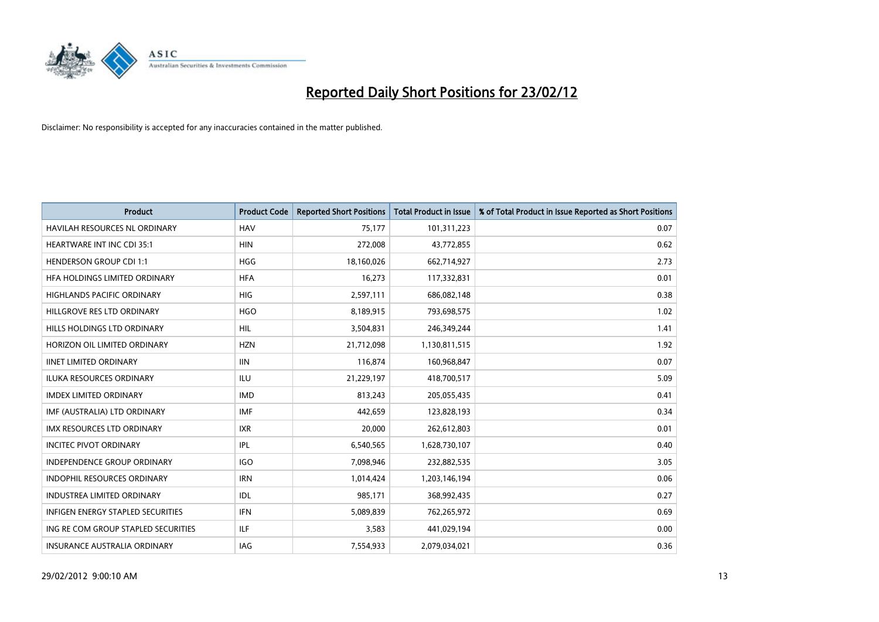# Reported Daily Short Positions for 23/02/12

Disclaimer: No responsibility is accepted for any inaccuracies contained in the matter published.

| Product | Product Code | Reported Short Positions | Total Product in Issue | % of Total Product in Issue Reported as Short Positions |
|---|---|---|---|---|
| HAVILAH RESOURCES NL ORDINARY | HAV | 75,177 | 101,311,223 | 0.07 |
| HEARTWARE INT INC CDI 35:1 | HIN | 272,008 | 43,772,855 | 0.62 |
| HENDERSON GROUP CDI 1:1 | HGG | 18,160,026 | 662,714,927 | 2.73 |
| HFA HOLDINGS LIMITED ORDINARY | HFA | 16,273 | 117,332,831 | 0.01 |
| HIGHLANDS PACIFIC ORDINARY | HIG | 2,597,111 | 686,082,148 | 0.38 |
| HILLGROVE RES LTD ORDINARY | HGO | 8,189,915 | 793,698,575 | 1.02 |
| HILLS HOLDINGS LTD ORDINARY | HIL | 3,504,831 | 246,349,244 | 1.41 |
| HORIZON OIL LIMITED ORDINARY | HZN | 21,712,098 | 1,130,811,515 | 1.92 |
| IINET LIMITED ORDINARY | IIN | 116,874 | 160,968,847 | 0.07 |
| ILUKA RESOURCES ORDINARY | ILU | 21,229,197 | 418,700,517 | 5.09 |
| IMDEX LIMITED ORDINARY | IMD | 813,243 | 205,055,435 | 0.41 |
| IMF (AUSTRALIA) LTD ORDINARY | IMF | 442,659 | 123,828,193 | 0.34 |
| IMX RESOURCES LTD ORDINARY | IXR | 20,000 | 262,612,803 | 0.01 |
| INCITEC PIVOT ORDINARY | IPL | 6,540,565 | 1,628,730,107 | 0.40 |
| INDEPENDENCE GROUP ORDINARY | IGO | 7,098,946 | 232,882,535 | 3.05 |
| INDOPHIL RESOURCES ORDINARY | IRN | 1,014,424 | 1,203,146,194 | 0.06 |
| INDUSTREA LIMITED ORDINARY | IDL | 985,171 | 368,992,435 | 0.27 |
| INFIGEN ENERGY STAPLED SECURITIES | IFN | 5,089,839 | 762,265,972 | 0.69 |
| ING RE COM GROUP STAPLED SECURITIES | ILF | 3,583 | 441,029,194 | 0.00 |
| INSURANCE AUSTRALIA ORDINARY | IAG | 7,554,933 | 2,079,034,021 | 0.36 |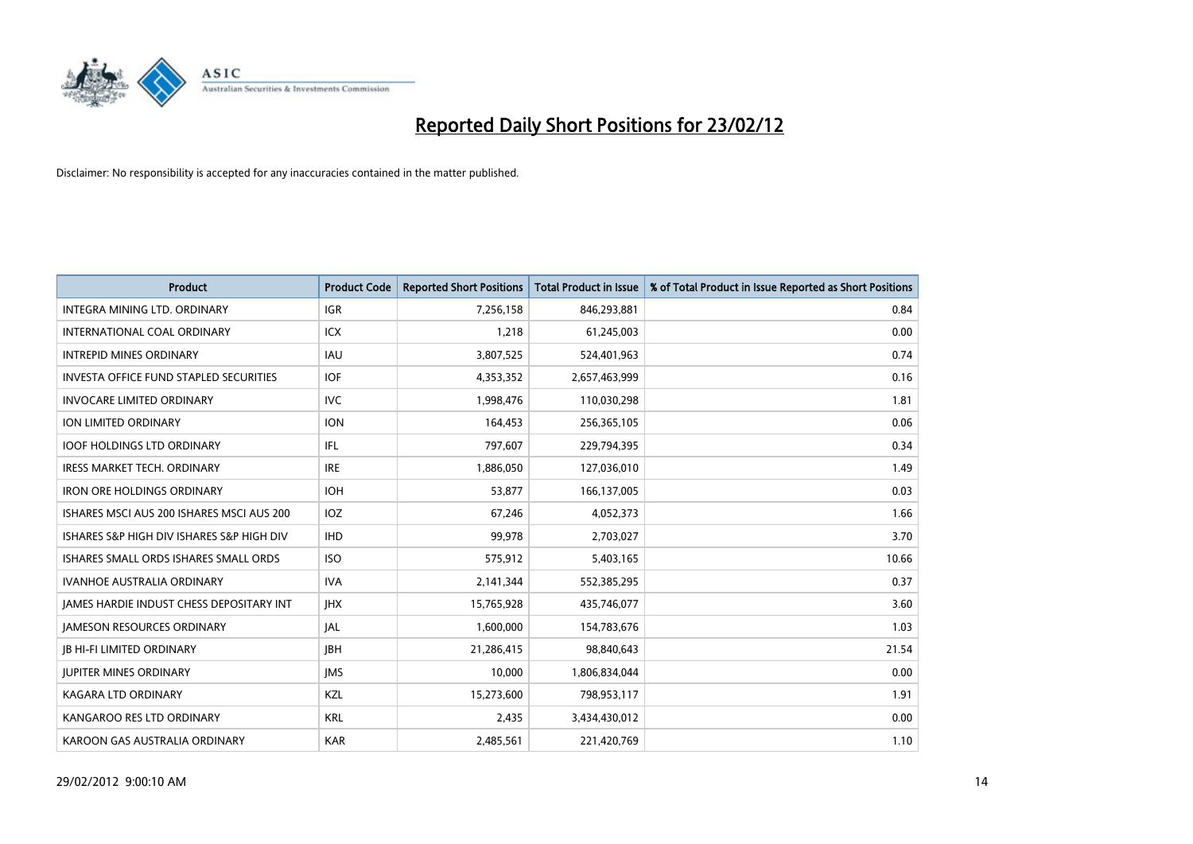# Reported Daily Short Positions for 23/02/12

Disclaimer: No responsibility is accepted for any inaccuracies contained in the matter published.

| Product | Product Code | Reported Short Positions | Total Product in Issue | % of Total Product in Issue Reported as Short Positions |
|---|---|---|---|---|
| INTEGRA MINING LTD. ORDINARY | IGR | 7,256,158 | 846,293,881 | 0.84 |
| INTERNATIONAL COAL ORDINARY | ICX | 1,218 | 61,245,003 | 0.00 |
| INTREPID MINES ORDINARY | IAU | 3,807,525 | 524,401,963 | 0.74 |
| INVESTA OFFICE FUND STAPLED SECURITIES | IOF | 4,353,352 | 2,657,463,999 | 0.16 |
| INVOCARE LIMITED ORDINARY | IVC | 1,998,476 | 110,030,298 | 1.81 |
| ION LIMITED ORDINARY | ION | 164,453 | 256,365,105 | 0.06 |
| IOOF HOLDINGS LTD ORDINARY | IFL | 797,607 | 229,794,395 | 0.34 |
| IRESS MARKET TECH. ORDINARY | IRE | 1,886,050 | 127,036,010 | 1.49 |
| IRON ORE HOLDINGS ORDINARY | IOH | 53,877 | 166,137,005 | 0.03 |
| ISHARES MSCI AUS 200 ISHARES MSCI AUS 200 | IOZ | 67,246 | 4,052,373 | 1.66 |
| ISHARES S&P HIGH DIV ISHARES S&P HIGH DIV | IHD | 99,978 | 2,703,027 | 3.70 |
| ISHARES SMALL ORDS ISHARES SMALL ORDS | ISO | 575,912 | 5,403,165 | 10.66 |
| IVANHOE AUSTRALIA ORDINARY | IVA | 2,141,344 | 552,385,295 | 0.37 |
| JAMES HARDIE INDUST CHESS DEPOSITARY INT | JHX | 15,765,928 | 435,746,077 | 3.60 |
| JAMESON RESOURCES ORDINARY | JAL | 1,600,000 | 154,783,676 | 1.03 |
| JB HI-FI LIMITED ORDINARY | JBH | 21,286,415 | 98,840,643 | 21.54 |
| JUPITER MINES ORDINARY | JMS | 10,000 | 1,806,834,044 | 0.00 |
| KAGARA LTD ORDINARY | KZL | 15,273,600 | 798,953,117 | 1.91 |
| KANGAROO RES LTD ORDINARY | KRL | 2,435 | 3,434,430,012 | 0.00 |
| KAROON GAS AUSTRALIA ORDINARY | KAR | 2,485,561 | 221,420,769 | 1.10 |

29/02/2012 9:00:10 AM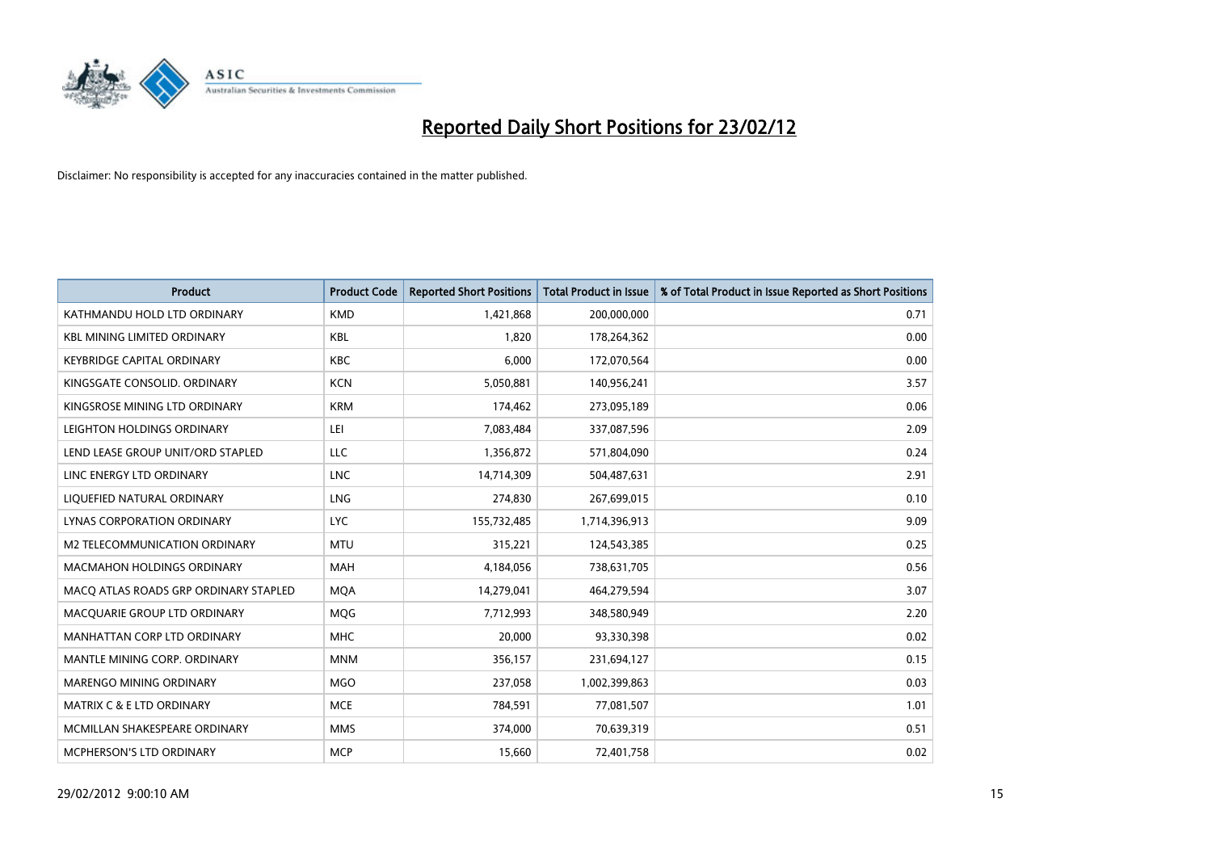# Reported Daily Short Positions for 23/02/12

Disclaimer: No responsibility is accepted for any inaccuracies contained in the matter published.

| Product | Product Code | Reported Short Positions | Total Product in Issue | % of Total Product in Issue Reported as Short Positions |
|---|---|---|---|---|
| KATHMANDU HOLD LTD ORDINARY | KMD | 1,421,868 | 200,000,000 | 0.71 |
| KBL MINING LIMITED ORDINARY | KBL | 1,820 | 178,264,362 | 0.00 |
| KEYBRIDGE CAPITAL ORDINARY | KBC | 6,000 | 172,070,564 | 0.00 |
| KINGSGATE CONSOLID. ORDINARY | KCN | 5,050,881 | 140,956,241 | 3.57 |
| KINGSROSE MINING LTD ORDINARY | KRM | 174,462 | 273,095,189 | 0.06 |
| LEIGHTON HOLDINGS ORDINARY | LEI | 7,083,484 | 337,087,596 | 2.09 |
| LEND LEASE GROUP UNIT/ORD STAPLED | LLC | 1,356,872 | 571,804,090 | 0.24 |
| LINC ENERGY LTD ORDINARY | LNC | 14,714,309 | 504,487,631 | 2.91 |
| LIQUEFIED NATURAL ORDINARY | LNG | 274,830 | 267,699,015 | 0.10 |
| LYNAS CORPORATION ORDINARY | LYC | 155,732,485 | 1,714,396,913 | 9.09 |
| M2 TELECOMMUNICATION ORDINARY | MTU | 315,221 | 124,543,385 | 0.25 |
| MACMAHON HOLDINGS ORDINARY | MAH | 4,184,056 | 738,631,705 | 0.56 |
| MACQ ATLAS ROADS GRP ORDINARY STAPLED | MQA | 14,279,041 | 464,279,594 | 3.07 |
| MACQUARIE GROUP LTD ORDINARY | MQG | 7,712,993 | 348,580,949 | 2.20 |
| MANHATTAN CORP LTD ORDINARY | MHC | 20,000 | 93,330,398 | 0.02 |
| MANTLE MINING CORP. ORDINARY | MNM | 356,157 | 231,694,127 | 0.15 |
| MARENGO MINING ORDINARY | MGO | 237,058 | 1,002,399,863 | 0.03 |
| MATRIX C & E LTD ORDINARY | MCE | 784,591 | 77,081,507 | 1.01 |
| MCMILLAN SHAKESPEARE ORDINARY | MMS | 374,000 | 70,639,319 | 0.51 |
| MCPHERSON'S LTD ORDINARY | MCP | 15,660 | 72,401,758 | 0.02 |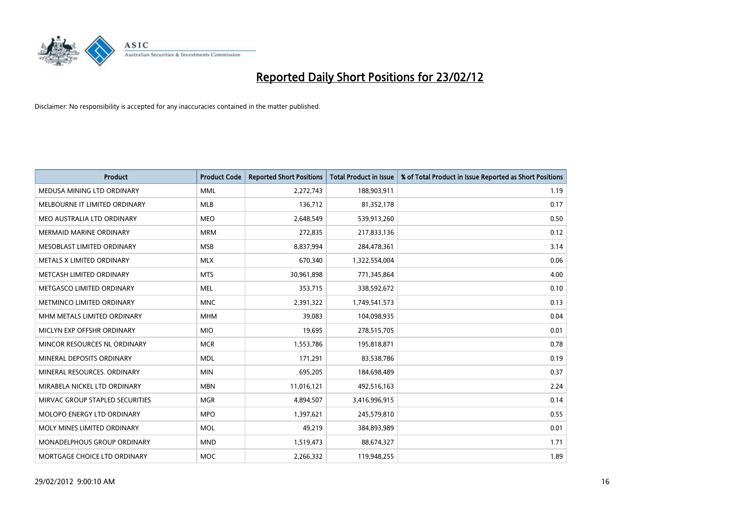# Reported Daily Short Positions for 23/02/12

Disclaimer: No responsibility is accepted for any inaccuracies contained in the matter published.

| Product | Product Code | Reported Short Positions | Total Product in Issue | % of Total Product in Issue Reported as Short Positions |
|---|---|---|---|---|
| MEDUSA MINING LTD ORDINARY | MML | 2,272,743 | 188,903,911 | 1.19 |
| MELBOURNE IT LIMITED ORDINARY | MLB | 136,712 | 81,352,178 | 0.17 |
| MEO AUSTRALIA LTD ORDINARY | MEO | 2,648,549 | 539,913,260 | 0.50 |
| MERMAID MARINE ORDINARY | MRM | 272,835 | 217,833,136 | 0.12 |
| MESOBLAST LIMITED ORDINARY | MSB | 8,837,994 | 284,478,361 | 3.14 |
| METALS X LIMITED ORDINARY | MLX | 670,340 | 1,322,554,004 | 0.06 |
| METCASH LIMITED ORDINARY | MTS | 30,961,898 | 771,345,864 | 4.00 |
| METGASCO LIMITED ORDINARY | MEL | 353,715 | 338,592,672 | 0.10 |
| METMINCO LIMITED ORDINARY | MNC | 2,391,322 | 1,749,541,573 | 0.13 |
| MHM METALS LIMITED ORDINARY | MHM | 39,083 | 104,098,935 | 0.04 |
| MICLYN EXP OFFSHR ORDINARY | MIO | 19,695 | 278,515,705 | 0.01 |
| MINCOR RESOURCES NL ORDINARY | MCR | 1,553,786 | 195,818,871 | 0.78 |
| MINERAL DEPOSITS ORDINARY | MDL | 171,291 | 83,538,786 | 0.19 |
| MINERAL RESOURCES. ORDINARY | MIN | 695,205 | 184,698,489 | 0.37 |
| MIRABELA NICKEL LTD ORDINARY | MBN | 11,016,121 | 492,516,163 | 2.24 |
| MIRVAC GROUP STAPLED SECURITIES | MGR | 4,894,507 | 3,416,996,915 | 0.14 |
| MOLOPO ENERGY LTD ORDINARY | MPO | 1,397,621 | 245,579,810 | 0.55 |
| MOLY MINES LIMITED ORDINARY | MOL | 49,219 | 384,893,989 | 0.01 |
| MONADELPHOUS GROUP ORDINARY | MND | 1,519,473 | 88,674,327 | 1.71 |
| MORTGAGE CHOICE LTD ORDINARY | MOC | 2,266,332 | 119,948,255 | 1.89 |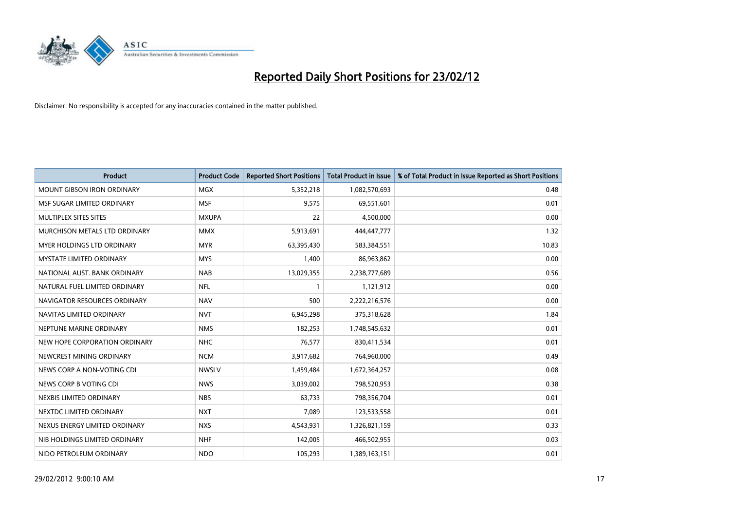# Reported Daily Short Positions for 23/02/12

Disclaimer: No responsibility is accepted for any inaccuracies contained in the matter published.

| Product | Product Code | Reported Short Positions | Total Product in Issue | % of Total Product in Issue Reported as Short Positions |
|---|---|---|---|---|
| MOUNT GIBSON IRON ORDINARY | MGX | 5,352,218 | 1,082,570,693 | 0.48 |
| MSF SUGAR LIMITED ORDINARY | MSF | 9,575 | 69,551,601 | 0.01 |
| MULTIPLEX SITES SITES | MXUPA | 22 | 4,500,000 | 0.00 |
| MURCHISON METALS LTD ORDINARY | MMX | 5,913,691 | 444,447,777 | 1.32 |
| MYER HOLDINGS LTD ORDINARY | MYR | 63,395,430 | 583,384,551 | 10.83 |
| MYSTATE LIMITED ORDINARY | MYS | 1,400 | 86,963,862 | 0.00 |
| NATIONAL AUST. BANK ORDINARY | NAB | 13,029,355 | 2,238,777,689 | 0.56 |
| NATURAL FUEL LIMITED ORDINARY | NFL | 1 | 1,121,912 | 0.00 |
| NAVIGATOR RESOURCES ORDINARY | NAV | 500 | 2,222,216,576 | 0.00 |
| NAVITAS LIMITED ORDINARY | NVT | 6,945,298 | 375,318,628 | 1.84 |
| NEPTUNE MARINE ORDINARY | NMS | 182,253 | 1,748,545,632 | 0.01 |
| NEW HOPE CORPORATION ORDINARY | NHC | 76,577 | 830,411,534 | 0.01 |
| NEWCREST MINING ORDINARY | NCM | 3,917,682 | 764,960,000 | 0.49 |
| NEWS CORP A NON-VOTING CDI | NWSLV | 1,459,484 | 1,672,364,257 | 0.08 |
| NEWS CORP B VOTING CDI | NWS | 3,039,002 | 798,520,953 | 0.38 |
| NEXBIS LIMITED ORDINARY | NBS | 63,733 | 798,356,704 | 0.01 |
| NEXTDC LIMITED ORDINARY | NXT | 7,089 | 123,533,558 | 0.01 |
| NEXUS ENERGY LIMITED ORDINARY | NXS | 4,543,931 | 1,326,821,159 | 0.33 |
| NIB HOLDINGS LIMITED ORDINARY | NHF | 142,005 | 466,502,955 | 0.03 |
| NIDO PETROLEUM ORDINARY | NDO | 105,293 | 1,389,163,151 | 0.01 |

29/02/2012 9:00:10 AM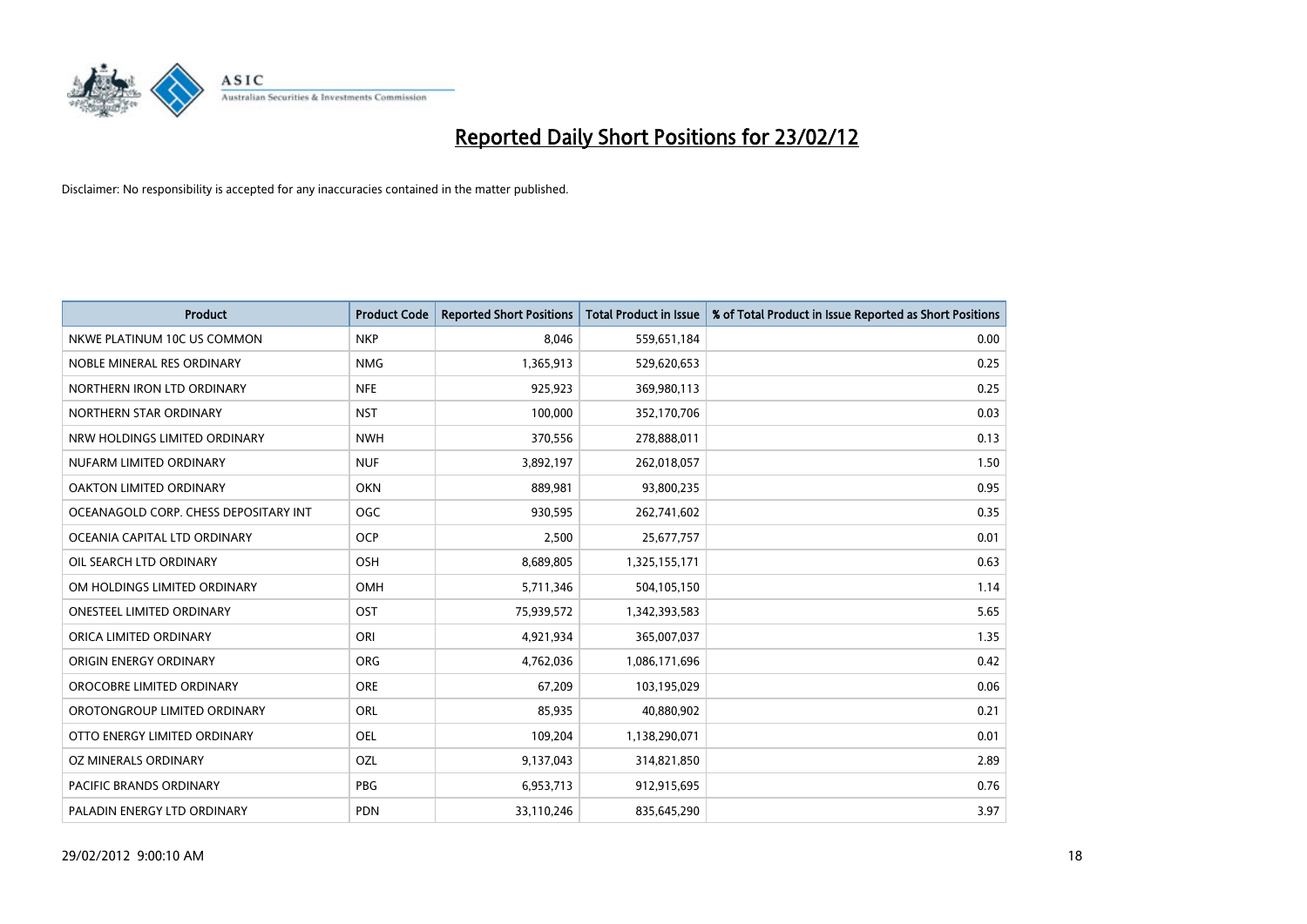# Reported Daily Short Positions for 23/02/12

Disclaimer: No responsibility is accepted for any inaccuracies contained in the matter published.

| Product | Product Code | Reported Short Positions | Total Product in Issue | % of Total Product in Issue Reported as Short Positions |
|---|---|---|---|---|
| NKWE PLATINUM 10C US COMMON | NKP | 8,046 | 559,651,184 | 0.00 |
| NOBLE MINERAL RES ORDINARY | NMG | 1,365,913 | 529,620,653 | 0.25 |
| NORTHERN IRON LTD ORDINARY | NFE | 925,923 | 369,980,113 | 0.25 |
| NORTHERN STAR ORDINARY | NST | 100,000 | 352,170,706 | 0.03 |
| NRW HOLDINGS LIMITED ORDINARY | NWH | 370,556 | 278,888,011 | 0.13 |
| NUFARM LIMITED ORDINARY | NUF | 3,892,197 | 262,018,057 | 1.50 |
| OAKTON LIMITED ORDINARY | OKN | 889,981 | 93,800,235 | 0.95 |
| OCEANAGOLD CORP. CHESS DEPOSITARY INT | OGC | 930,595 | 262,741,602 | 0.35 |
| OCEANIA CAPITAL LTD ORDINARY | OCP | 2,500 | 25,677,757 | 0.01 |
| OIL SEARCH LTD ORDINARY | OSH | 8,689,805 | 1,325,155,171 | 0.63 |
| OM HOLDINGS LIMITED ORDINARY | OMH | 5,711,346 | 504,105,150 | 1.14 |
| ONESTEEL LIMITED ORDINARY | OST | 75,939,572 | 1,342,393,583 | 5.65 |
| ORICA LIMITED ORDINARY | ORI | 4,921,934 | 365,007,037 | 1.35 |
| ORIGIN ENERGY ORDINARY | ORG | 4,762,036 | 1,086,171,696 | 0.42 |
| OROCOBRE LIMITED ORDINARY | ORE | 67,209 | 103,195,029 | 0.06 |
| OROTONGROUP LIMITED ORDINARY | ORL | 85,935 | 40,880,902 | 0.21 |
| OTTO ENERGY LIMITED ORDINARY | OEL | 109,204 | 1,138,290,071 | 0.01 |
| OZ MINERALS ORDINARY | OZL | 9,137,043 | 314,821,850 | 2.89 |
| PACIFIC BRANDS ORDINARY | PBG | 6,953,713 | 912,915,695 | 0.76 |
| PALADIN ENERGY LTD ORDINARY | PDN | 33,110,246 | 835,645,290 | 3.97 |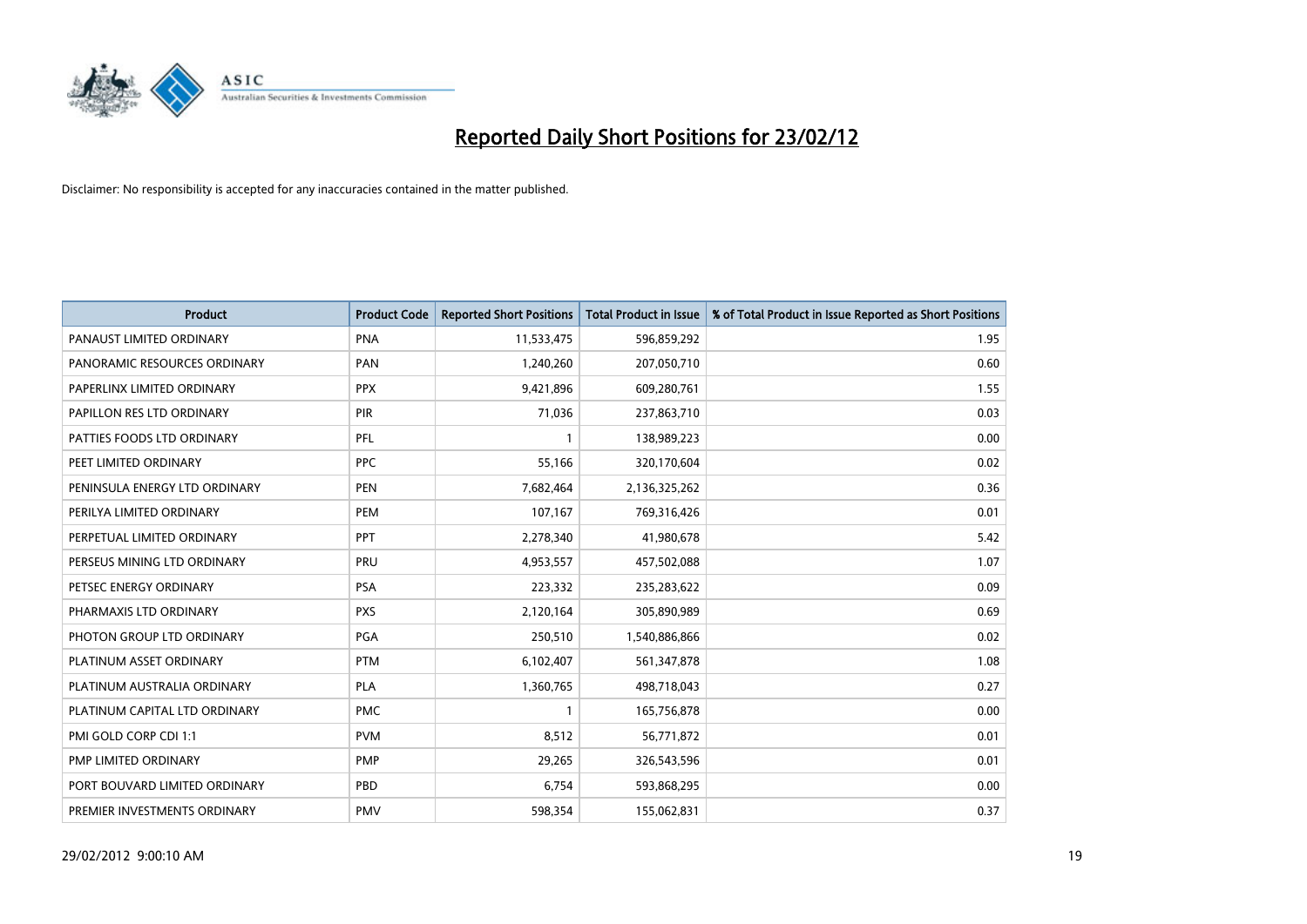# Reported Daily Short Positions for 23/02/12

Disclaimer: No responsibility is accepted for any inaccuracies contained in the matter published.

| Product | Product Code | Reported Short Positions | Total Product in Issue | % of Total Product in Issue Reported as Short Positions |
|---|---|---|---|---|
| PANAUST LIMITED ORDINARY | PNA | 11,533,475 | 596,859,292 | 1.95 |
| PANORAMIC RESOURCES ORDINARY | PAN | 1,240,260 | 207,050,710 | 0.60 |
| PAPERLINX LIMITED ORDINARY | PPX | 9,421,896 | 609,280,761 | 1.55 |
| PAPILLON RES LTD ORDINARY | PIR | 71,036 | 237,863,710 | 0.03 |
| PATTIES FOODS LTD ORDINARY | PFL | 1 | 138,989,223 | 0.00 |
| PEET LIMITED ORDINARY | PPC | 55,166 | 320,170,604 | 0.02 |
| PENINSULA ENERGY LTD ORDINARY | PEN | 7,682,464 | 2,136,325,262 | 0.36 |
| PERILYA LIMITED ORDINARY | PEM | 107,167 | 769,316,426 | 0.01 |
| PERPETUAL LIMITED ORDINARY | PPT | 2,278,340 | 41,980,678 | 5.42 |
| PERSEUS MINING LTD ORDINARY | PRU | 4,953,557 | 457,502,088 | 1.07 |
| PETSEC ENERGY ORDINARY | PSA | 223,332 | 235,283,622 | 0.09 |
| PHARMAXIS LTD ORDINARY | PXS | 2,120,164 | 305,890,989 | 0.69 |
| PHOTON GROUP LTD ORDINARY | PGA | 250,510 | 1,540,886,866 | 0.02 |
| PLATINUM ASSET ORDINARY | PTM | 6,102,407 | 561,347,878 | 1.08 |
| PLATINUM AUSTRALIA ORDINARY | PLA | 1,360,765 | 498,718,043 | 0.27 |
| PLATINUM CAPITAL LTD ORDINARY | PMC | 1 | 165,756,878 | 0.00 |
| PMI GOLD CORP CDI 1:1 | PVM | 8,512 | 56,771,872 | 0.01 |
| PMP LIMITED ORDINARY | PMP | 29,265 | 326,543,596 | 0.01 |
| PORT BOUVARD LIMITED ORDINARY | PBD | 6,754 | 593,868,295 | 0.00 |
| PREMIER INVESTMENTS ORDINARY | PMV | 598,354 | 155,062,831 | 0.37 |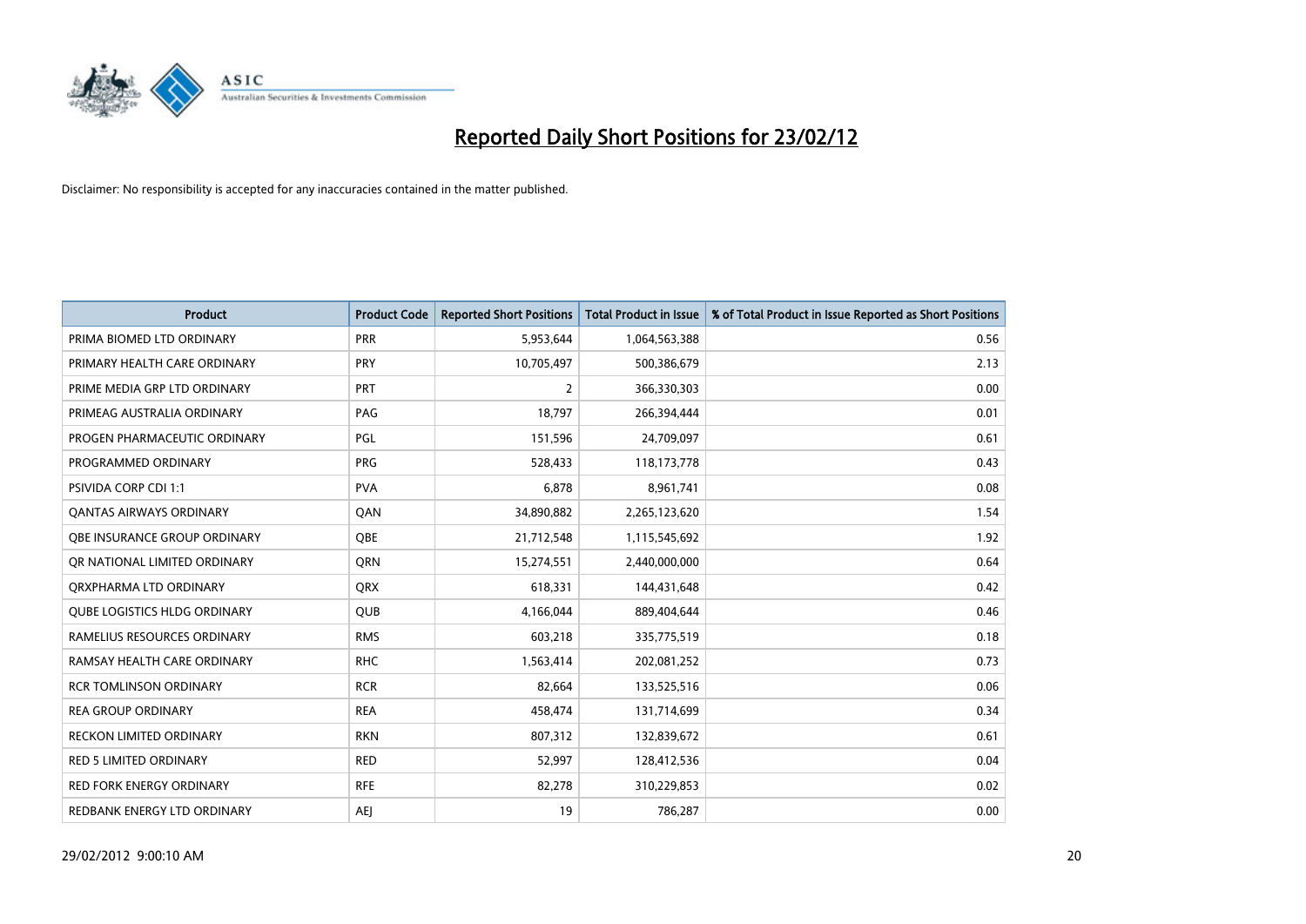# Reported Daily Short Positions for 23/02/12

Disclaimer: No responsibility is accepted for any inaccuracies contained in the matter published.

| Product | Product Code | Reported Short Positions | Total Product in Issue | % of Total Product in Issue Reported as Short Positions |
|---|---|---|---|---|
| PRIMA BIOMED LTD ORDINARY | PRR | 5,953,644 | 1,064,563,388 | 0.56 |
| PRIMARY HEALTH CARE ORDINARY | PRY | 10,705,497 | 500,386,679 | 2.13 |
| PRIME MEDIA GRP LTD ORDINARY | PRT | 2 | 366,330,303 | 0.00 |
| PRIMEAG AUSTRALIA ORDINARY | PAG | 18,797 | 266,394,444 | 0.01 |
| PROGEN PHARMACEUTIC ORDINARY | PGL | 151,596 | 24,709,097 | 0.61 |
| PROGRAMMED ORDINARY | PRG | 528,433 | 118,173,778 | 0.43 |
| PSIVIDA CORP CDI 1:1 | PVA | 6,878 | 8,961,741 | 0.08 |
| QANTAS AIRWAYS ORDINARY | QAN | 34,890,882 | 2,265,123,620 | 1.54 |
| QBE INSURANCE GROUP ORDINARY | QBE | 21,712,548 | 1,115,545,692 | 1.92 |
| QR NATIONAL LIMITED ORDINARY | QRN | 15,274,551 | 2,440,000,000 | 0.64 |
| QRXPHARMA LTD ORDINARY | QRX | 618,331 | 144,431,648 | 0.42 |
| QUBE LOGISTICS HLDG ORDINARY | QUB | 4,166,044 | 889,404,644 | 0.46 |
| RAMELIUS RESOURCES ORDINARY | RMS | 603,218 | 335,775,519 | 0.18 |
| RAMSAY HEALTH CARE ORDINARY | RHC | 1,563,414 | 202,081,252 | 0.73 |
| RCR TOMLINSON ORDINARY | RCR | 82,664 | 133,525,516 | 0.06 |
| REA GROUP ORDINARY | REA | 458,474 | 131,714,699 | 0.34 |
| RECKON LIMITED ORDINARY | RKN | 807,312 | 132,839,672 | 0.61 |
| RED 5 LIMITED ORDINARY | RED | 52,997 | 128,412,536 | 0.04 |
| RED FORK ENERGY ORDINARY | RFE | 82,278 | 310,229,853 | 0.02 |
| REDBANK ENERGY LTD ORDINARY | AEJ | 19 | 786,287 | 0.00 |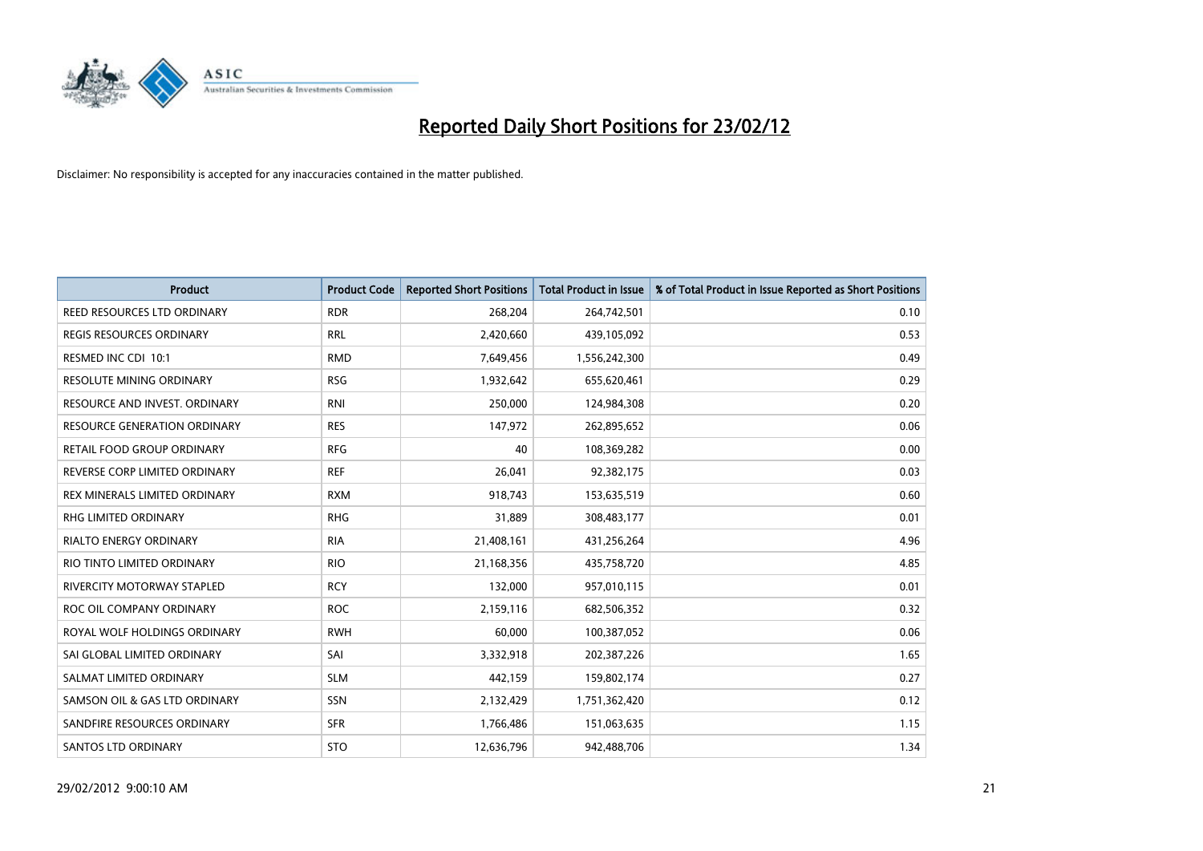# Reported Daily Short Positions for 23/02/12

Disclaimer: No responsibility is accepted for any inaccuracies contained in the matter published.

| Product | Product Code | Reported Short Positions | Total Product in Issue | % of Total Product in Issue Reported as Short Positions |
|---|---|---|---|---|
| REED RESOURCES LTD ORDINARY | RDR | 268,204 | 264,742,501 | 0.10 |
| REGIS RESOURCES ORDINARY | RRL | 2,420,660 | 439,105,092 | 0.53 |
| RESMED INC CDI 10:1 | RMD | 7,649,456 | 1,556,242,300 | 0.49 |
| RESOLUTE MINING ORDINARY | RSG | 1,932,642 | 655,620,461 | 0.29 |
| RESOURCE AND INVEST. ORDINARY | RNI | 250,000 | 124,984,308 | 0.20 |
| RESOURCE GENERATION ORDINARY | RES | 147,972 | 262,895,652 | 0.06 |
| RETAIL FOOD GROUP ORDINARY | RFG | 40 | 108,369,282 | 0.00 |
| REVERSE CORP LIMITED ORDINARY | REF | 26,041 | 92,382,175 | 0.03 |
| REX MINERALS LIMITED ORDINARY | RXM | 918,743 | 153,635,519 | 0.60 |
| RHG LIMITED ORDINARY | RHG | 31,889 | 308,483,177 | 0.01 |
| RIALTO ENERGY ORDINARY | RIA | 21,408,161 | 431,256,264 | 4.96 |
| RIO TINTO LIMITED ORDINARY | RIO | 21,168,356 | 435,758,720 | 4.85 |
| RIVERCITY MOTORWAY STAPLED | RCY | 132,000 | 957,010,115 | 0.01 |
| ROC OIL COMPANY ORDINARY | ROC | 2,159,116 | 682,506,352 | 0.32 |
| ROYAL WOLF HOLDINGS ORDINARY | RWH | 60,000 | 100,387,052 | 0.06 |
| SAI GLOBAL LIMITED ORDINARY | SAI | 3,332,918 | 202,387,226 | 1.65 |
| SALMAT LIMITED ORDINARY | SLM | 442,159 | 159,802,174 | 0.27 |
| SAMSON OIL & GAS LTD ORDINARY | SSN | 2,132,429 | 1,751,362,420 | 0.12 |
| SANDFIRE RESOURCES ORDINARY | SFR | 1,766,486 | 151,063,635 | 1.15 |
| SANTOS LTD ORDINARY | STO | 12,636,796 | 942,488,706 | 1.34 |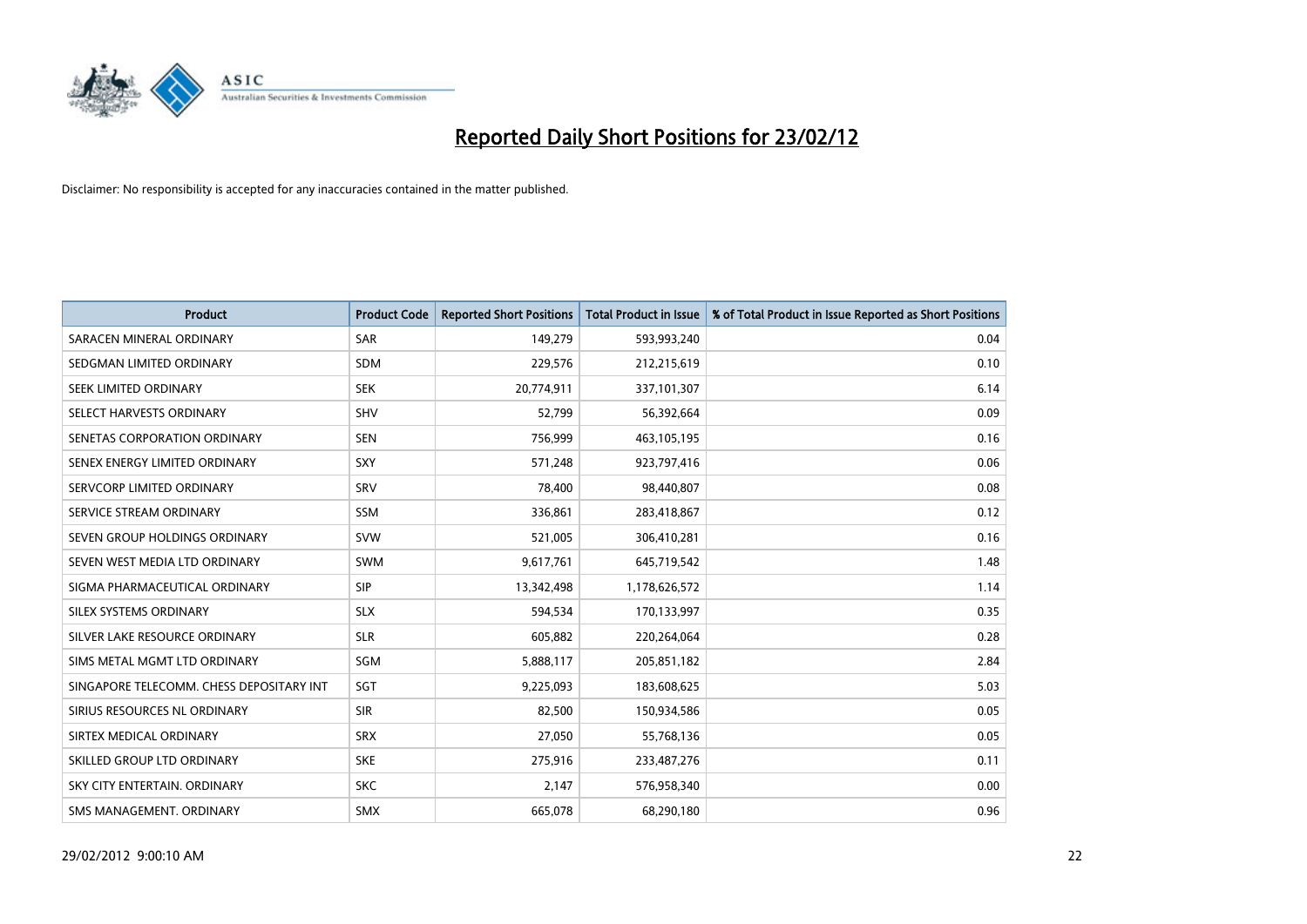# Reported Daily Short Positions for 23/02/12

Disclaimer: No responsibility is accepted for any inaccuracies contained in the matter published.

| Product | Product Code | Reported Short Positions | Total Product in Issue | % of Total Product in Issue Reported as Short Positions |
|---|---|---|---|---|
| SARACEN MINERAL ORDINARY | SAR | 149,279 | 593,993,240 | 0.04 |
| SEDGMAN LIMITED ORDINARY | SDM | 229,576 | 212,215,619 | 0.10 |
| SEEK LIMITED ORDINARY | SEK | 20,774,911 | 337,101,307 | 6.14 |
| SELECT HARVESTS ORDINARY | SHV | 52,799 | 56,392,664 | 0.09 |
| SENETAS CORPORATION ORDINARY | SEN | 756,999 | 463,105,195 | 0.16 |
| SENEX ENERGY LIMITED ORDINARY | SXY | 571,248 | 923,797,416 | 0.06 |
| SERVCORP LIMITED ORDINARY | SRV | 78,400 | 98,440,807 | 0.08 |
| SERVICE STREAM ORDINARY | SSM | 336,861 | 283,418,867 | 0.12 |
| SEVEN GROUP HOLDINGS ORDINARY | SVW | 521,005 | 306,410,281 | 0.16 |
| SEVEN WEST MEDIA LTD ORDINARY | SWM | 9,617,761 | 645,719,542 | 1.48 |
| SIGMA PHARMACEUTICAL ORDINARY | SIP | 13,342,498 | 1,178,626,572 | 1.14 |
| SILEX SYSTEMS ORDINARY | SLX | 594,534 | 170,133,997 | 0.35 |
| SILVER LAKE RESOURCE ORDINARY | SLR | 605,882 | 220,264,064 | 0.28 |
| SIMS METAL MGMT LTD ORDINARY | SGM | 5,888,117 | 205,851,182 | 2.84 |
| SINGAPORE TELECOMM. CHESS DEPOSITARY INT | SGT | 9,225,093 | 183,608,625 | 5.03 |
| SIRIUS RESOURCES NL ORDINARY | SIR | 82,500 | 150,934,586 | 0.05 |
| SIRTEX MEDICAL ORDINARY | SRX | 27,050 | 55,768,136 | 0.05 |
| SKILLED GROUP LTD ORDINARY | SKE | 275,916 | 233,487,276 | 0.11 |
| SKY CITY ENTERTAIN. ORDINARY | SKC | 2,147 | 576,958,340 | 0.00 |
| SMS MANAGEMENT. ORDINARY | SMX | 665,078 | 68,290,180 | 0.96 |

29/02/2012 9:00:10 AM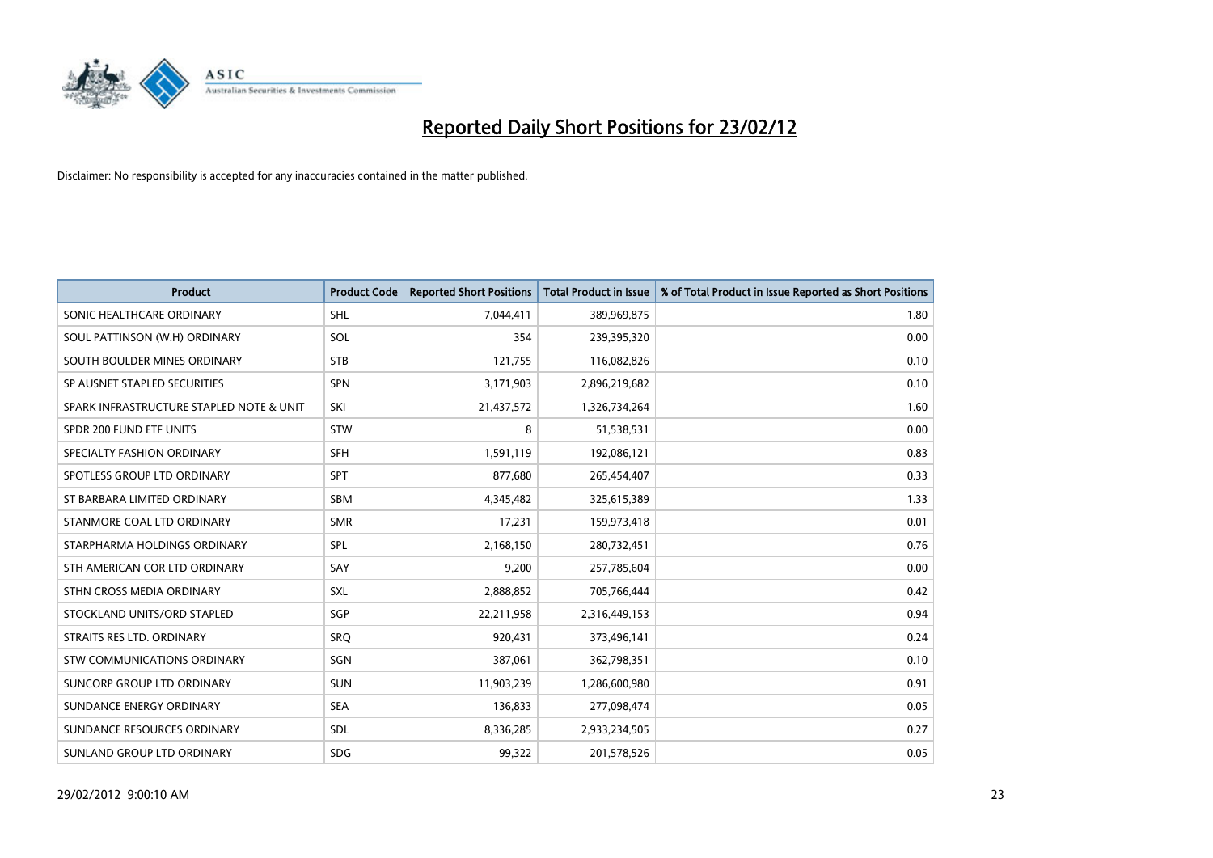# Reported Daily Short Positions for 23/02/12

Disclaimer: No responsibility is accepted for any inaccuracies contained in the matter published.

| Product | Product Code | Reported Short Positions | Total Product in Issue | % of Total Product in Issue Reported as Short Positions |
|---|---|---|---|---|
| SONIC HEALTHCARE ORDINARY | SHL | 7,044,411 | 389,969,875 | 1.80 |
| SOUL PATTINSON (W.H) ORDINARY | SOL | 354 | 239,395,320 | 0.00 |
| SOUTH BOULDER MINES ORDINARY | STB | 121,755 | 116,082,826 | 0.10 |
| SP AUSNET STAPLED SECURITIES | SPN | 3,171,903 | 2,896,219,682 | 0.10 |
| SPARK INFRASTRUCTURE STAPLED NOTE & UNIT | SKI | 21,437,572 | 1,326,734,264 | 1.60 |
| SPDR 200 FUND ETF UNITS | STW | 8 | 51,538,531 | 0.00 |
| SPECIALTY FASHION ORDINARY | SFH | 1,591,119 | 192,086,121 | 0.83 |
| SPOTLESS GROUP LTD ORDINARY | SPT | 877,680 | 265,454,407 | 0.33 |
| ST BARBARA LIMITED ORDINARY | SBM | 4,345,482 | 325,615,389 | 1.33 |
| STANMORE COAL LTD ORDINARY | SMR | 17,231 | 159,973,418 | 0.01 |
| STARPHARMA HOLDINGS ORDINARY | SPL | 2,168,150 | 280,732,451 | 0.76 |
| STH AMERICAN COR LTD ORDINARY | SAY | 9,200 | 257,785,604 | 0.00 |
| STHN CROSS MEDIA ORDINARY | SXL | 2,888,852 | 705,766,444 | 0.42 |
| STOCKLAND UNITS/ORD STAPLED | SGP | 22,211,958 | 2,316,449,153 | 0.94 |
| STRAITS RES LTD. ORDINARY | SRQ | 920,431 | 373,496,141 | 0.24 |
| STW COMMUNICATIONS ORDINARY | SGN | 387,061 | 362,798,351 | 0.10 |
| SUNCORP GROUP LTD ORDINARY | SUN | 11,903,239 | 1,286,600,980 | 0.91 |
| SUNDANCE ENERGY ORDINARY | SEA | 136,833 | 277,098,474 | 0.05 |
| SUNDANCE RESOURCES ORDINARY | SDL | 8,336,285 | 2,933,234,505 | 0.27 |
| SUNLAND GROUP LTD ORDINARY | SDG | 99,322 | 201,578,526 | 0.05 |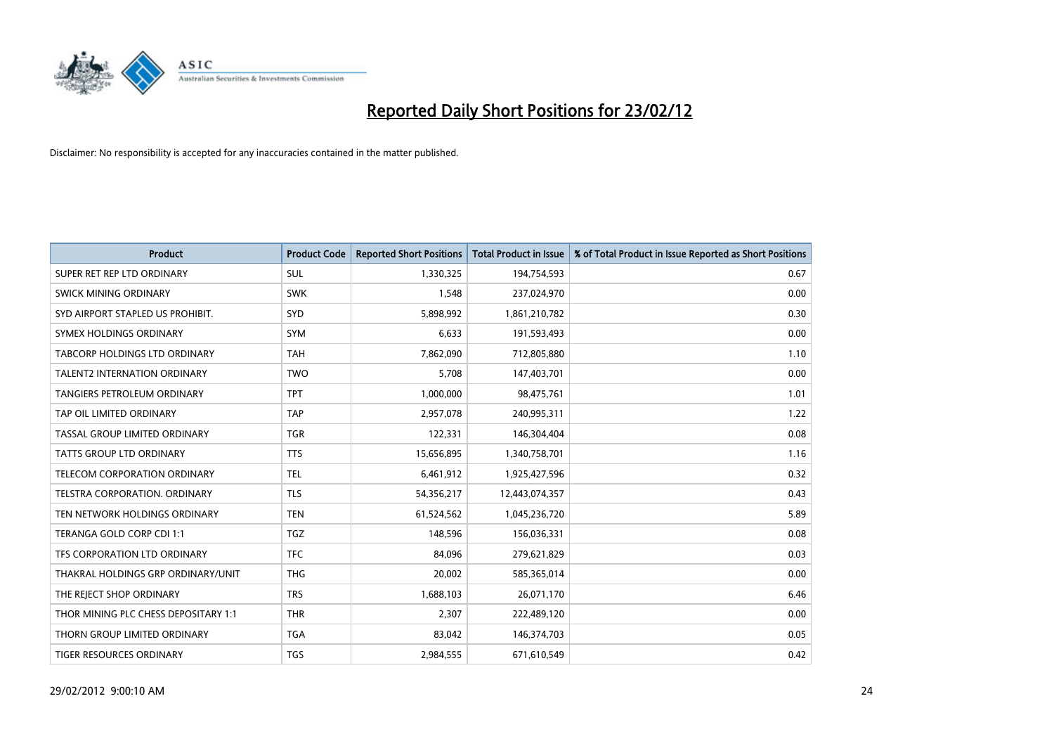# Reported Daily Short Positions for 23/02/12

Disclaimer: No responsibility is accepted for any inaccuracies contained in the matter published.

| Product | Product Code | Reported Short Positions | Total Product in Issue | % of Total Product in Issue Reported as Short Positions |
|---|---|---|---|---|
| SUPER RET REP LTD ORDINARY | SUL | 1,330,325 | 194,754,593 | 0.67 |
| SWICK MINING ORDINARY | SWK | 1,548 | 237,024,970 | 0.00 |
| SYD AIRPORT STAPLED US PROHIBIT. | SYD | 5,898,992 | 1,861,210,782 | 0.30 |
| SYMEX HOLDINGS ORDINARY | SYM | 6,633 | 191,593,493 | 0.00 |
| TABCORP HOLDINGS LTD ORDINARY | TAH | 7,862,090 | 712,805,880 | 1.10 |
| TALENT2 INTERNATION ORDINARY | TWO | 5,708 | 147,403,701 | 0.00 |
| TANGIERS PETROLEUM ORDINARY | TPT | 1,000,000 | 98,475,761 | 1.01 |
| TAP OIL LIMITED ORDINARY | TAP | 2,957,078 | 240,995,311 | 1.22 |
| TASSAL GROUP LIMITED ORDINARY | TGR | 122,331 | 146,304,404 | 0.08 |
| TATTS GROUP LTD ORDINARY | TTS | 15,656,895 | 1,340,758,701 | 1.16 |
| TELECOM CORPORATION ORDINARY | TEL | 6,461,912 | 1,925,427,596 | 0.32 |
| TELSTRA CORPORATION. ORDINARY | TLS | 54,356,217 | 12,443,074,357 | 0.43 |
| TEN NETWORK HOLDINGS ORDINARY | TEN | 61,524,562 | 1,045,236,720 | 5.89 |
| TERANGA GOLD CORP CDI 1:1 | TGZ | 148,596 | 156,036,331 | 0.08 |
| TFS CORPORATION LTD ORDINARY | TFC | 84,096 | 279,621,829 | 0.03 |
| THAKRAL HOLDINGS GRP ORDINARY/UNIT | THG | 20,002 | 585,365,014 | 0.00 |
| THE REJECT SHOP ORDINARY | TRS | 1,688,103 | 26,071,170 | 6.46 |
| THOR MINING PLC CHESS DEPOSITARY 1:1 | THR | 2,307 | 222,489,120 | 0.00 |
| THORN GROUP LIMITED ORDINARY | TGA | 83,042 | 146,374,703 | 0.05 |
| TIGER RESOURCES ORDINARY | TGS | 2,984,555 | 671,610,549 | 0.42 |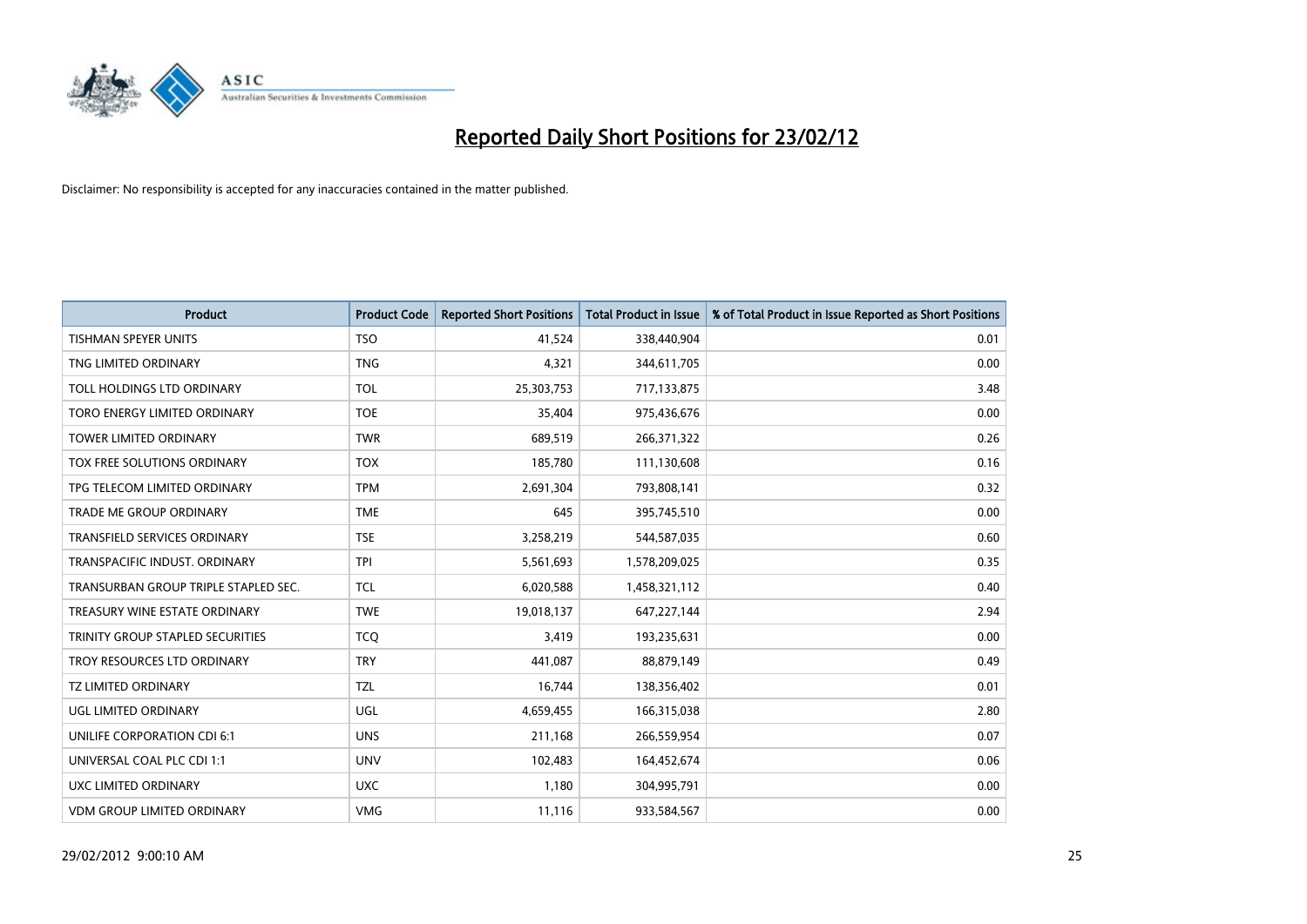# Reported Daily Short Positions for 23/02/12

Disclaimer: No responsibility is accepted for any inaccuracies contained in the matter published.

| Product | Product Code | Reported Short Positions | Total Product in Issue | % of Total Product in Issue Reported as Short Positions |
|---|---|---|---|---|
| TISHMAN SPEYER UNITS | TSO | 41,524 | 338,440,904 | 0.01 |
| TNG LIMITED ORDINARY | TNG | 4,321 | 344,611,705 | 0.00 |
| TOLL HOLDINGS LTD ORDINARY | TOL | 25,303,753 | 717,133,875 | 3.48 |
| TORO ENERGY LIMITED ORDINARY | TOE | 35,404 | 975,436,676 | 0.00 |
| TOWER LIMITED ORDINARY | TWR | 689,519 | 266,371,322 | 0.26 |
| TOX FREE SOLUTIONS ORDINARY | TOX | 185,780 | 111,130,608 | 0.16 |
| TPG TELECOM LIMITED ORDINARY | TPM | 2,691,304 | 793,808,141 | 0.32 |
| TRADE ME GROUP ORDINARY | TME | 645 | 395,745,510 | 0.00 |
| TRANSFIELD SERVICES ORDINARY | TSE | 3,258,219 | 544,587,035 | 0.60 |
| TRANSPACIFIC INDUST. ORDINARY | TPI | 5,561,693 | 1,578,209,025 | 0.35 |
| TRANSURBAN GROUP TRIPLE STAPLED SEC. | TCL | 6,020,588 | 1,458,321,112 | 0.40 |
| TREASURY WINE ESTATE ORDINARY | TWE | 19,018,137 | 647,227,144 | 2.94 |
| TRINITY GROUP STAPLED SECURITIES | TCQ | 3,419 | 193,235,631 | 0.00 |
| TROY RESOURCES LTD ORDINARY | TRY | 441,087 | 88,879,149 | 0.49 |
| TZ LIMITED ORDINARY | TZL | 16,744 | 138,356,402 | 0.01 |
| UGL LIMITED ORDINARY | UGL | 4,659,455 | 166,315,038 | 2.80 |
| UNILIFE CORPORATION CDI 6:1 | UNS | 211,168 | 266,559,954 | 0.07 |
| UNIVERSAL COAL PLC CDI 1:1 | UNV | 102,483 | 164,452,674 | 0.06 |
| UXC LIMITED ORDINARY | UXC | 1,180 | 304,995,791 | 0.00 |
| VDM GROUP LIMITED ORDINARY | VMG | 11,116 | 933,584,567 | 0.00 |

29/02/2012 9:00:10 AM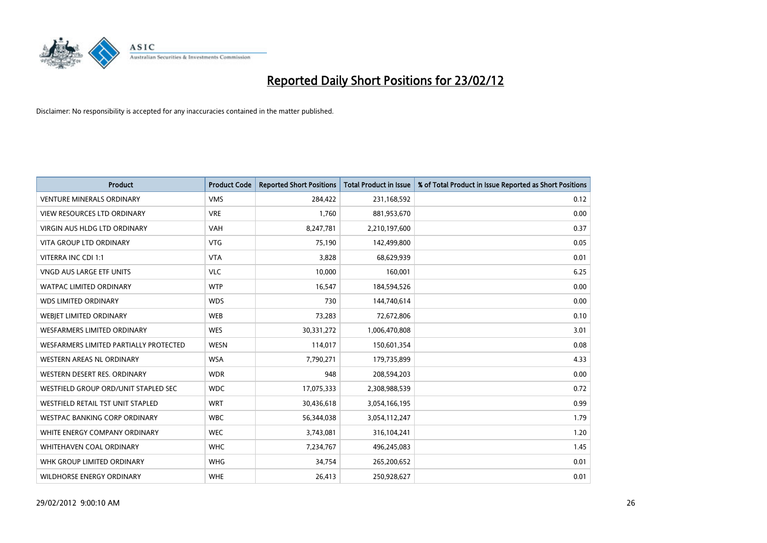# Reported Daily Short Positions for 23/02/12

Disclaimer: No responsibility is accepted for any inaccuracies contained in the matter published.

| Product | Product Code | Reported Short Positions | Total Product in Issue | % of Total Product in Issue Reported as Short Positions |
|---|---|---|---|---|
| VENTURE MINERALS ORDINARY | VMS | 284,422 | 231,168,592 | 0.12 |
| VIEW RESOURCES LTD ORDINARY | VRE | 1,760 | 881,953,670 | 0.00 |
| VIRGIN AUS HLDG LTD ORDINARY | VAH | 8,247,781 | 2,210,197,600 | 0.37 |
| VITA GROUP LTD ORDINARY | VTG | 75,190 | 142,499,800 | 0.05 |
| VITERRA INC CDI 1:1 | VTA | 3,828 | 68,629,939 | 0.01 |
| VNGD AUS LARGE ETF UNITS | VLC | 10,000 | 160,001 | 6.25 |
| WATPAC LIMITED ORDINARY | WTP | 16,547 | 184,594,526 | 0.00 |
| WDS LIMITED ORDINARY | WDS | 730 | 144,740,614 | 0.00 |
| WEBJET LIMITED ORDINARY | WEB | 73,283 | 72,672,806 | 0.10 |
| WESFARMERS LIMITED ORDINARY | WES | 30,331,272 | 1,006,470,808 | 3.01 |
| WESFARMERS LIMITED PARTIALLY PROTECTED | WESN | 114,017 | 150,601,354 | 0.08 |
| WESTERN AREAS NL ORDINARY | WSA | 7,790,271 | 179,735,899 | 4.33 |
| WESTERN DESERT RES. ORDINARY | WDR | 948 | 208,594,203 | 0.00 |
| WESTFIELD GROUP ORD/UNIT STAPLED SEC | WDC | 17,075,333 | 2,308,988,539 | 0.72 |
| WESTFIELD RETAIL TST UNIT STAPLED | WRT | 30,436,618 | 3,054,166,195 | 0.99 |
| WESTPAC BANKING CORP ORDINARY | WBC | 56,344,038 | 3,054,112,247 | 1.79 |
| WHITE ENERGY COMPANY ORDINARY | WEC | 3,743,081 | 316,104,241 | 1.20 |
| WHITEHAVEN COAL ORDINARY | WHC | 7,234,767 | 496,245,083 | 1.45 |
| WHK GROUP LIMITED ORDINARY | WHG | 34,754 | 265,200,652 | 0.01 |
| WILDHORSE ENERGY ORDINARY | WHE | 26,413 | 250,928,627 | 0.01 |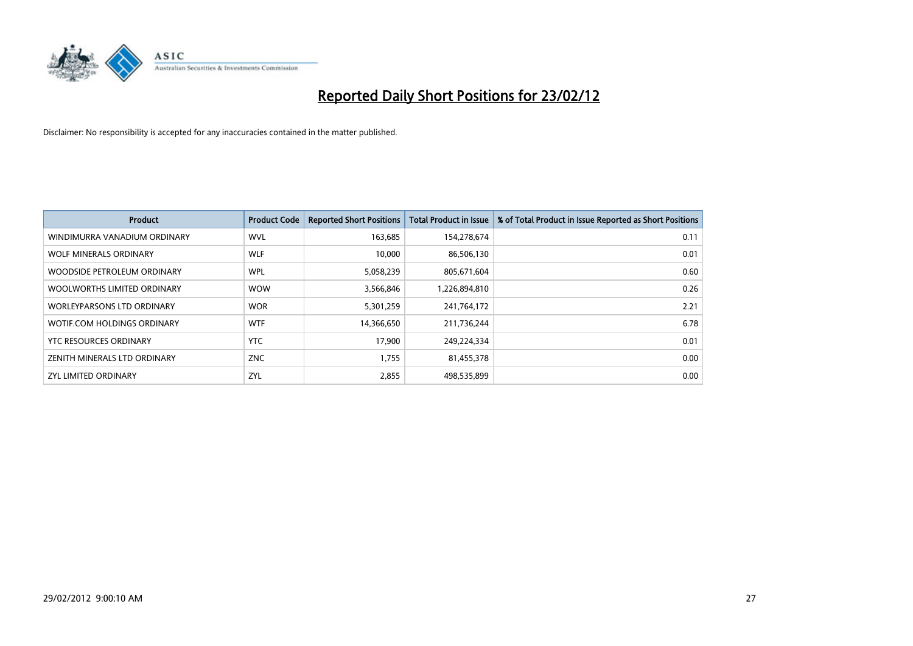# Reported Daily Short Positions for 23/02/12

Disclaimer: No responsibility is accepted for any inaccuracies contained in the matter published.

| Product | Product Code | Reported Short Positions | Total Product in Issue | % of Total Product in Issue Reported as Short Positions |
|---|---|---|---|---|
| WINDIMURRA VANADIUM ORDINARY | WVL | 163,685 | 154,278,674 | 0.11 |
| WOLF MINERALS ORDINARY | WLF | 10,000 | 86,506,130 | 0.01 |
| WOODSIDE PETROLEUM ORDINARY | WPL | 5,058,239 | 805,671,604 | 0.60 |
| WOOLWORTHS LIMITED ORDINARY | WOW | 3,566,846 | 1,226,894,810 | 0.26 |
| WORLEYPARSONS LTD ORDINARY | WOR | 5,301,259 | 241,764,172 | 2.21 |
| WOTIF.COM HOLDINGS ORDINARY | WTF | 14,366,650 | 211,736,244 | 6.78 |
| YTC RESOURCES ORDINARY | YTC | 17,900 | 249,224,334 | 0.01 |
| ZENITH MINERALS LTD ORDINARY | ZNC | 1,755 | 81,455,378 | 0.00 |
| ZYL LIMITED ORDINARY | ZYL | 2,855 | 498,535,899 | 0.00 |

29/02/2012 9:00:10 AM